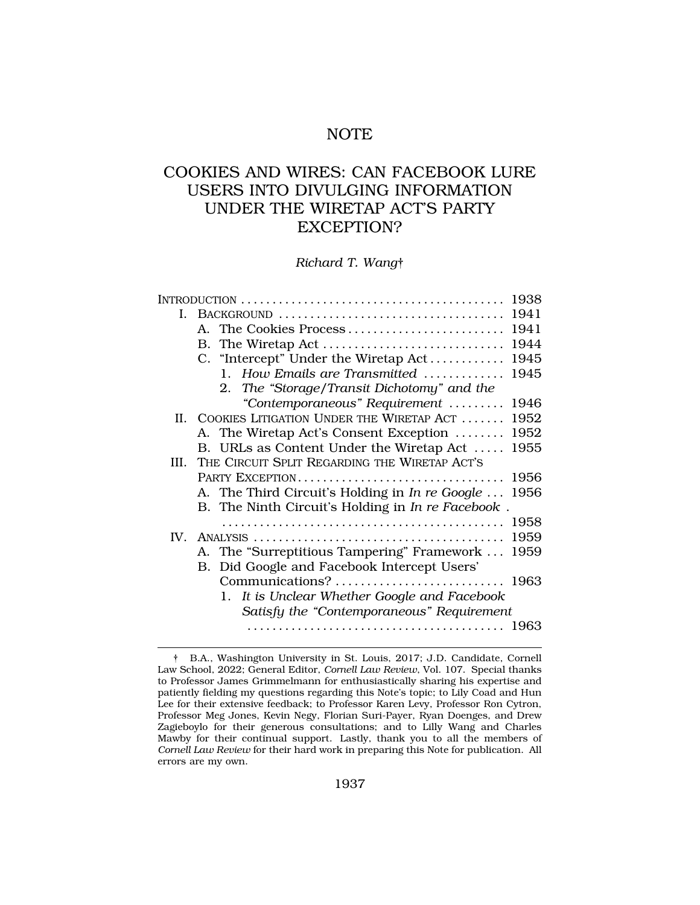# NOTE

# COOKIES AND WIRES: CAN FACEBOOK LURE USERS INTO DIVULGING INFORMATION UNDER THE WIRETAP ACT'S PARTY EXCEPTION?

*Richard T. Wang*†

INTRODUCTION .......................................... 1938
I. BACKGROUND .......................................... 1941
  A. The Cookies Process .......................................... 1941
  B. The Wiretap Act .......................................... 1944
  C. "Intercept" Under the Wiretap Act .......................................... 1945
    1. *How Emails are Transmitted* .......................................... 1945
    2. *The "Storage/Transit Dichotomy" and the "Contemporaneous" Requirement* .......................................... 1946
II. COOKIES LITIGATION UNDER THE WIRETAP ACT .......................................... 1952
  A. The Wiretap Act's Consent Exception .......................................... 1952
  B. URLs as Content Under the Wiretap Act .......................................... 1955
III. THE CIRCUIT SPLIT REGARDING THE WIRETAP ACT'S PARTY EXCEPTION .......................................... 1956
  A. The Third Circuit's Holding in *In re Google* .......................................... 1956
  B. The Ninth Circuit's Holding in *In re Facebook* .......................................... 1958
IV. ANALYSIS .......................................... 1959
  A. The "Surreptitious Tampering" Framework .......................................... 1959
  B. Did Google and Facebook Intercept Users' Communications? .......................................... 1963
    1. *It is Unclear Whether Google and Facebook Satisfy the "Contemporaneous" Requirement* .......................................... 1963

† B.A., Washington University in St. Louis, 2017; J.D. Candidate, Cornell Law School, 2022; General Editor, *Cornell Law Review*, Vol. 107. Special thanks to Professor James Grimmelmann for enthusiastically sharing his expertise and patiently fielding my questions regarding this Note's topic; to Lily Coad and Hun Lee for their extensive feedback; to Professor Karen Levy, Professor Ron Cytron, Professor Meg Jones, Kevin Negy, Florian Suri-Payer, Ryan Doenges, and Drew Zagieboylo for their generous consultations; and to Lilly Wang and Charles Mawby for their continual support. Lastly, thank you to all the members of *Cornell Law Review* for their hard work in preparing this Note for publication. All errors are my own.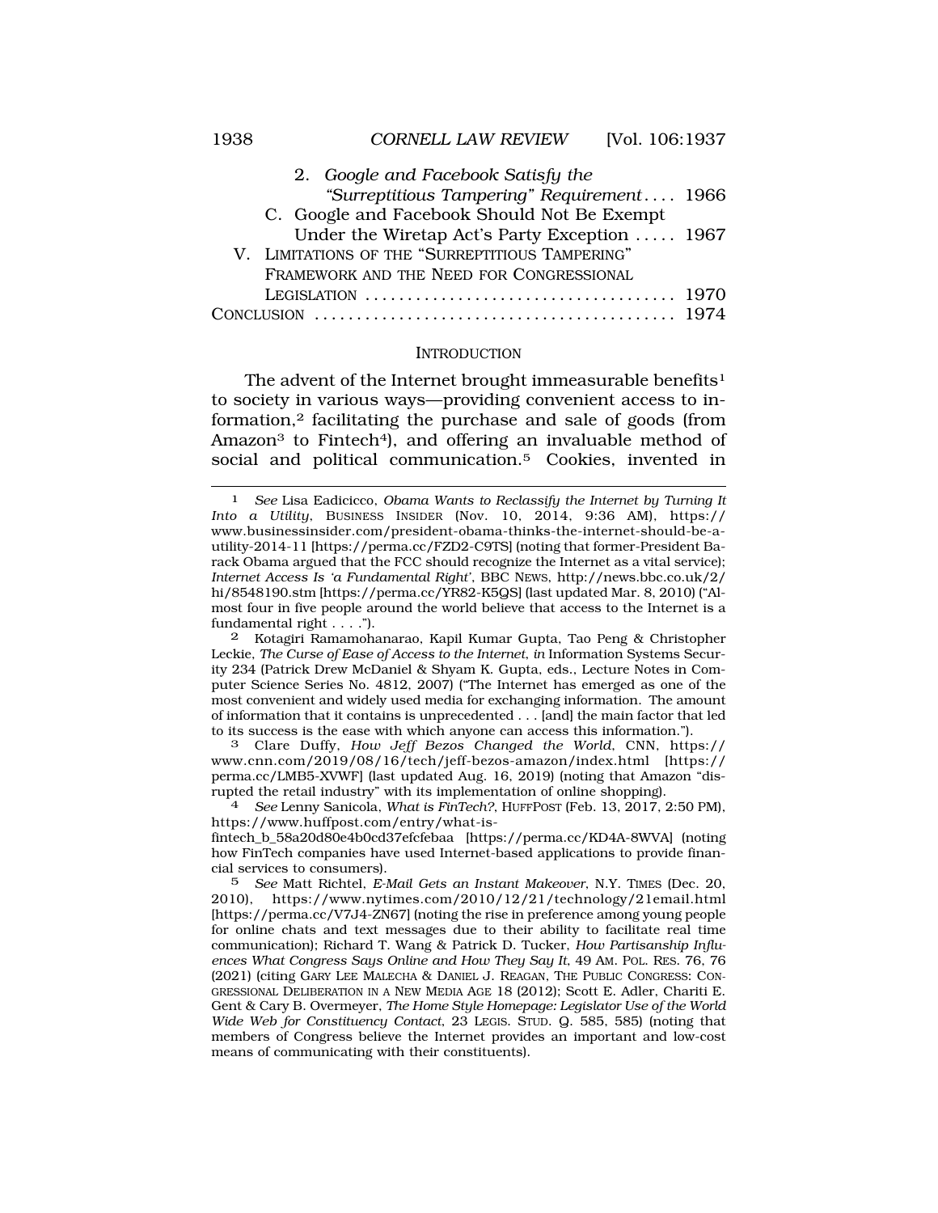2. *Google and Facebook Satisfy the "Surreptitious Tampering" Requirement* .... 1966

C. Google and Facebook Should Not Be Exempt Under the Wiretap Act's Party Exception ..... 1967

V. LIMITATIONS OF THE "SURREPTITIOUS TAMPERING" FRAMEWORK AND THE NEED FOR CONGRESSIONAL LEGISLATION ..................................... 1970

CONCLUSION ........................................... 1974

## INTRODUCTION

The advent of the Internet brought immeasurable benefits[1] to society in various ways—providing convenient access to information,[2] facilitating the purchase and sale of goods (from Amazon[3] to Fintech[4]), and offering an invaluable method of social and political communication.[5] Cookies, invented in

---

1 *See* Lisa Eadicicco, *Obama Wants to Reclassify the Internet by Turning It Into a Utility*, BUSINESS INSIDER (Nov. 10, 2014, 9:36 AM), https://www.businessinsider.com/president-obama-thinks-the-internet-should-be-a-utility-2014-11 [https://perma.cc/FZD2-C9TS] (noting that former-President Barack Obama argued that the FCC should recognize the Internet as a vital service); *Internet Access Is 'a Fundamental Right'*, BBC NEWS, http://news.bbc.co.uk/2/hi/8548190.stm [https://perma.cc/YR82-K5QS] (last updated Mar. 8, 2010) ("Almost four in five people around the world believe that access to the Internet is a fundamental right . . . .").

2 Kotagiri Ramamohanarao, Kapil Kumar Gupta, Tao Peng & Christopher Leckie, *The Curse of Ease of Access to the Internet*, *in* Information Systems Security 234 (Patrick Drew McDaniel & Shyam K. Gupta, eds., Lecture Notes in Computer Science Series No. 4812, 2007) ("The Internet has emerged as one of the most convenient and widely used media for exchanging information. The amount of information that it contains is unprecedented . . . [and] the main factor that led to its success is the ease with which anyone can access this information.").

3 Clare Duffy, *How Jeff Bezos Changed the World*, CNN, https://www.cnn.com/2019/08/16/tech/jeff-bezos-amazon/index.html [https://perma.cc/LMB5-XVWF] (last updated Aug. 16, 2019) (noting that Amazon "disrupted the retail industry" with its implementation of online shopping).

4 *See* Lenny Sanicola, *What is FinTech?*, HUFFPOST (Feb. 13, 2017, 2:50 PM), https://www.huffpost.com/entry/what-is-fintech_b_58a20d80e4b0cd37efcfebaa [https://perma.cc/KD4A-8WVA] (noting how FinTech companies have used Internet-based applications to provide financial services to consumers).

5 *See* Matt Richtel, *E-Mail Gets an Instant Makeover*, N.Y. TIMES (Dec. 20, 2010), https://www.nytimes.com/2010/12/21/technology/21email.html [https://perma.cc/V7J4-ZN67] (noting the rise in preference among young people for online chats and text messages due to their ability to facilitate real time communication); Richard T. Wang & Patrick D. Tucker, *How Partisanship Influences What Congress Says Online and How They Say It*, 49 AM. POL. RES. 76, 76 (2021) (citing GARY LEE MALECHA & DANIEL J. REAGAN, THE PUBLIC CONGRESS: CONGRESSIONAL DELIBERATION IN A NEW MEDIA AGE 18 (2012); Scott E. Adler, Chariti E. Gent & Cary B. Overmeyer, *The Home Style Homepage: Legislator Use of the World Wide Web for Constituency Contact*, 23 LEGIS. STUD. Q. 585, 585) (noting that members of Congress believe the Internet provides an important and low-cost means of communicating with their constituents).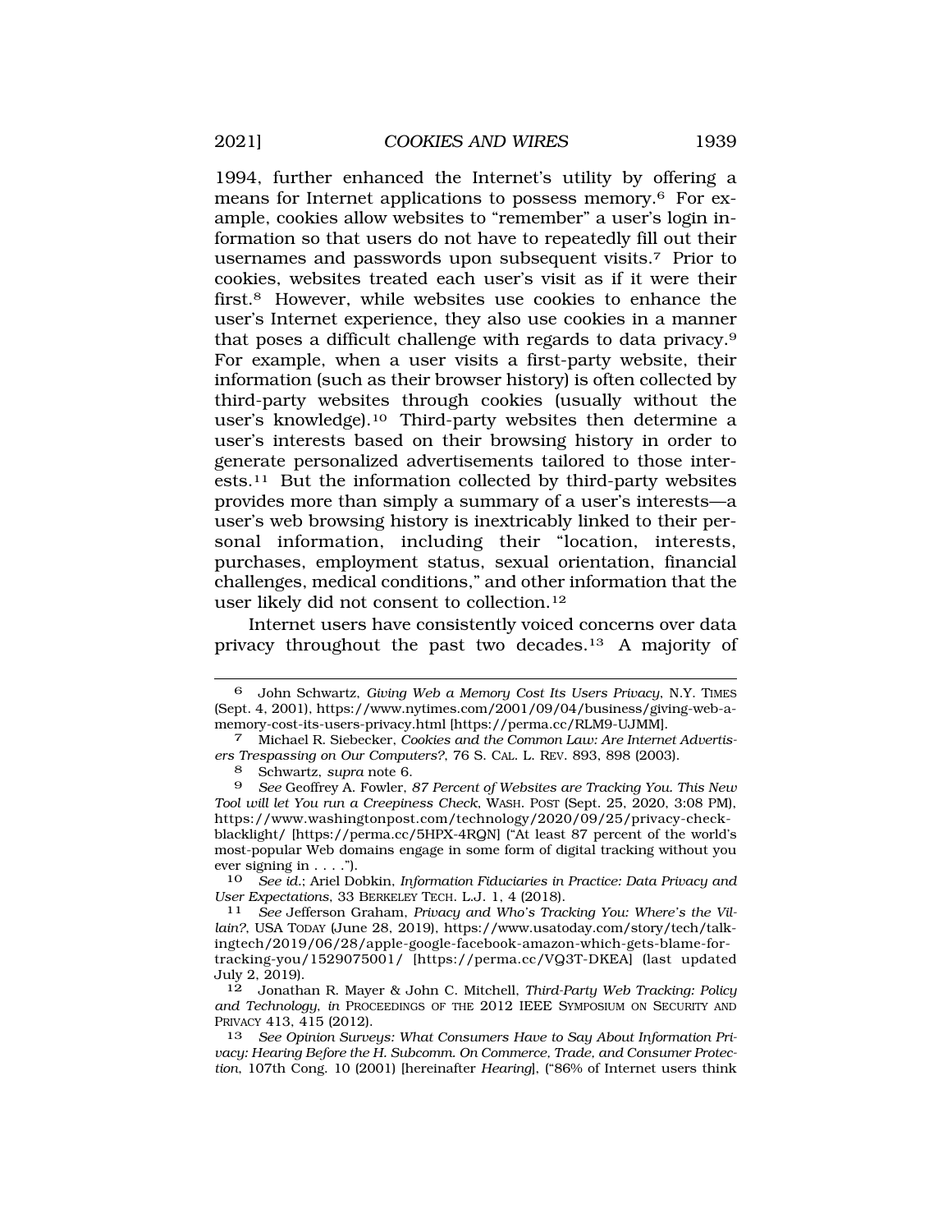1994, further enhanced the Internet's utility by offering a means for Internet applications to possess memory.[6] For example, cookies allow websites to "remember" a user's login information so that users do not have to repeatedly fill out their usernames and passwords upon subsequent visits.[7] Prior to cookies, websites treated each user's visit as if it were their first.[8] However, while websites use cookies to enhance the user's Internet experience, they also use cookies in a manner that poses a difficult challenge with regards to data privacy.[9] For example, when a user visits a first-party website, their information (such as their browser history) is often collected by third-party websites through cookies (usually without the user's knowledge).[10] Third-party websites then determine a user's interests based on their browsing history in order to generate personalized advertisements tailored to those interests.[11] But the information collected by third-party websites provides more than simply a summary of a user's interests—a user's web browsing history is inextricably linked to their personal information, including their "location, interests, purchases, employment status, sexual orientation, financial challenges, medical conditions," and other information that the user likely did not consent to collection.[12]

Internet users have consistently voiced concerns over data privacy throughout the past two decades.[13] A majority of

---

6 John Schwartz, *Giving Web a Memory Cost Its Users Privacy*, N.Y. TIMES (Sept. 4, 2001), https://www.nytimes.com/2001/09/04/business/giving-web-a-memory-cost-its-users-privacy.html [https://perma.cc/RLM9-UJMM].

7 Michael R. Siebecker, *Cookies and the Common Law: Are Internet Advertisers Trespassing on Our Computers?*, 76 S. CAL. L. REV. 893, 898 (2003).

8 Schwartz, *supra* note 6.

9 *See* Geoffrey A. Fowler, *87 Percent of Websites are Tracking You. This New Tool will let You run a Creepiness Check*, WASH. POST (Sept. 25, 2020, 3:08 PM), https://www.washingtonpost.com/technology/2020/09/25/privacy-check-blacklight/ [https://perma.cc/5HPX-4RQN] ("At least 87 percent of the world's most-popular Web domains engage in some form of digital tracking without you ever signing in . . . .").

10 *See id.*; Ariel Dobkin, *Information Fiduciaries in Practice: Data Privacy and User Expectations*, 33 BERKELEY TECH. L.J. 1, 4 (2018).

11 *See* Jefferson Graham, *Privacy and Who's Tracking You: Where's the Villain?*, USA TODAY (June 28, 2019), https://www.usatoday.com/story/tech/talkingtech/2019/06/28/apple-google-facebook-amazon-which-gets-blame-for-tracking-you/1529075001/ [https://perma.cc/VQ3T-DKEA] (last updated July 2, 2019).

12 Jonathan R. Mayer & John C. Mitchell, *Third-Party Web Tracking: Policy and Technology*, *in* PROCEEDINGS OF THE 2012 IEEE SYMPOSIUM ON SECURITY AND PRIVACY 413, 415 (2012).

13 *See Opinion Surveys: What Consumers Have to Say About Information Privacy: Hearing Before the H. Subcomm. On Commerce, Trade, and Consumer Protection*, 107th Cong. 10 (2001) [hereinafter *Hearing*], ("86% of Internet users think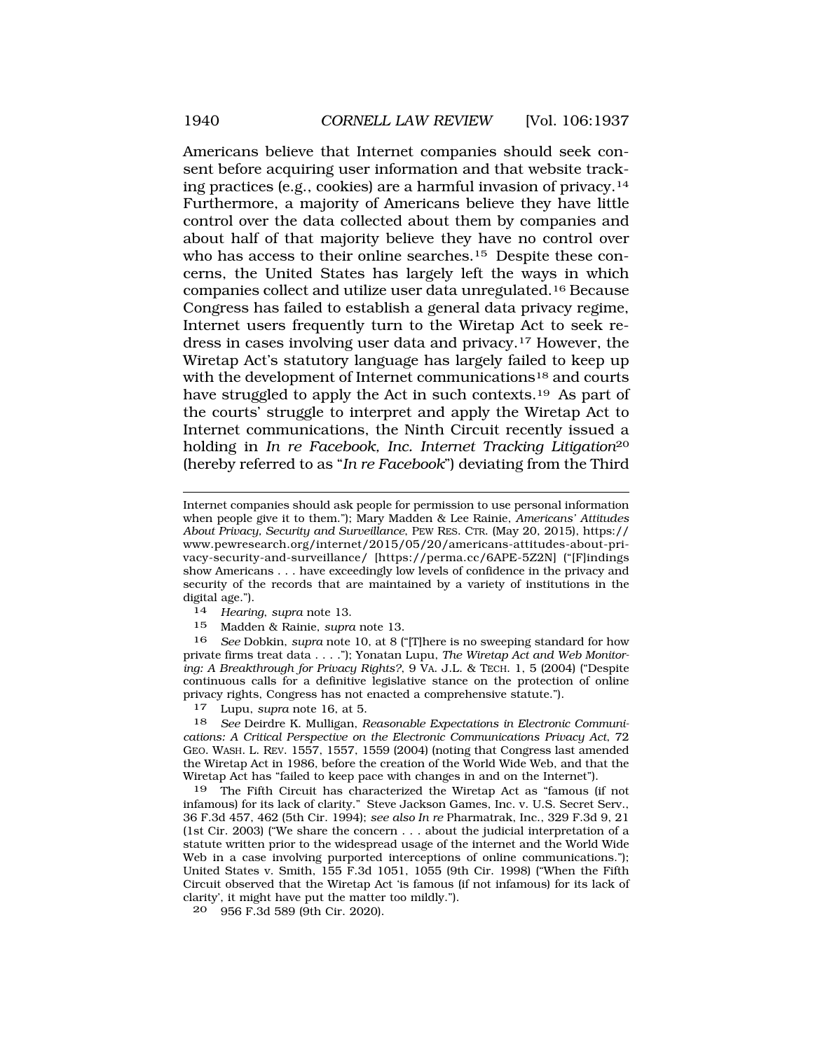Americans believe that Internet companies should seek consent before acquiring user information and that website tracking practices (e.g., cookies) are a harmful invasion of privacy.[14] Furthermore, a majority of Americans believe they have little control over the data collected about them by companies and about half of that majority believe they have no control over who has access to their online searches.[15] Despite these concerns, the United States has largely left the ways in which companies collect and utilize user data unregulated.[16] Because Congress has failed to establish a general data privacy regime, Internet users frequently turn to the Wiretap Act to seek redress in cases involving user data and privacy.[17] However, the Wiretap Act's statutory language has largely failed to keep up with the development of Internet communications[18] and courts have struggled to apply the Act in such contexts.[19] As part of the courts' struggle to interpret and apply the Wiretap Act to Internet communications, the Ninth Circuit recently issued a holding in *In re Facebook, Inc. Internet Tracking Litigation*[20] (hereby referred to as "*In re Facebook*") deviating from the Third

---

Internet companies should ask people for permission to use personal information when people give it to them."); Mary Madden & Lee Rainie, *Americans' Attitudes About Privacy, Security and Surveillance*, PEW RES. CTR. (May 20, 2015), https://www.pewresearch.org/internet/2015/05/20/americans-attitudes-about-privacy-security-and-surveillance/ [https://perma.cc/6APE-5Z2N] ("[F]indings show Americans . . . have exceedingly low levels of confidence in the privacy and security of the records that are maintained by a variety of institutions in the digital age.").

14 *Hearing*, *supra* note 13.

15 Madden & Rainie, *supra* note 13.

16 *See* Dobkin, *supra* note 10, at 8 ("[T]here is no sweeping standard for how private firms treat data . . . ."); Yonatan Lupu, *The Wiretap Act and Web Monitoring: A Breakthrough for Privacy Rights?*, 9 VA. J.L. & TECH. 1, 5 (2004) ("Despite continuous calls for a definitive legislative stance on the protection of online privacy rights, Congress has not enacted a comprehensive statute.").

17 Lupu, *supra* note 16, at 5.

18 *See* Deirdre K. Mulligan, *Reasonable Expectations in Electronic Communications: A Critical Perspective on the Electronic Communications Privacy Act*, 72 GEO. WASH. L. REV. 1557, 1557, 1559 (2004) (noting that Congress last amended the Wiretap Act in 1986, before the creation of the World Wide Web, and that the Wiretap Act has "failed to keep pace with changes in and on the Internet").

19 The Fifth Circuit has characterized the Wiretap Act as "famous (if not infamous) for its lack of clarity." Steve Jackson Games, Inc. v. U.S. Secret Serv., 36 F.3d 457, 462 (5th Cir. 1994); *see also In re* Pharmatrak, Inc., 329 F.3d 9, 21 (1st Cir. 2003) ("We share the concern . . . about the judicial interpretation of a statute written prior to the widespread usage of the internet and the World Wide Web in a case involving purported interceptions of online communications."); United States v. Smith, 155 F.3d 1051, 1055 (9th Cir. 1998) ("When the Fifth Circuit observed that the Wiretap Act 'is famous (if not infamous) for its lack of clarity', it might have put the matter too mildly.").

20 956 F.3d 589 (9th Cir. 2020).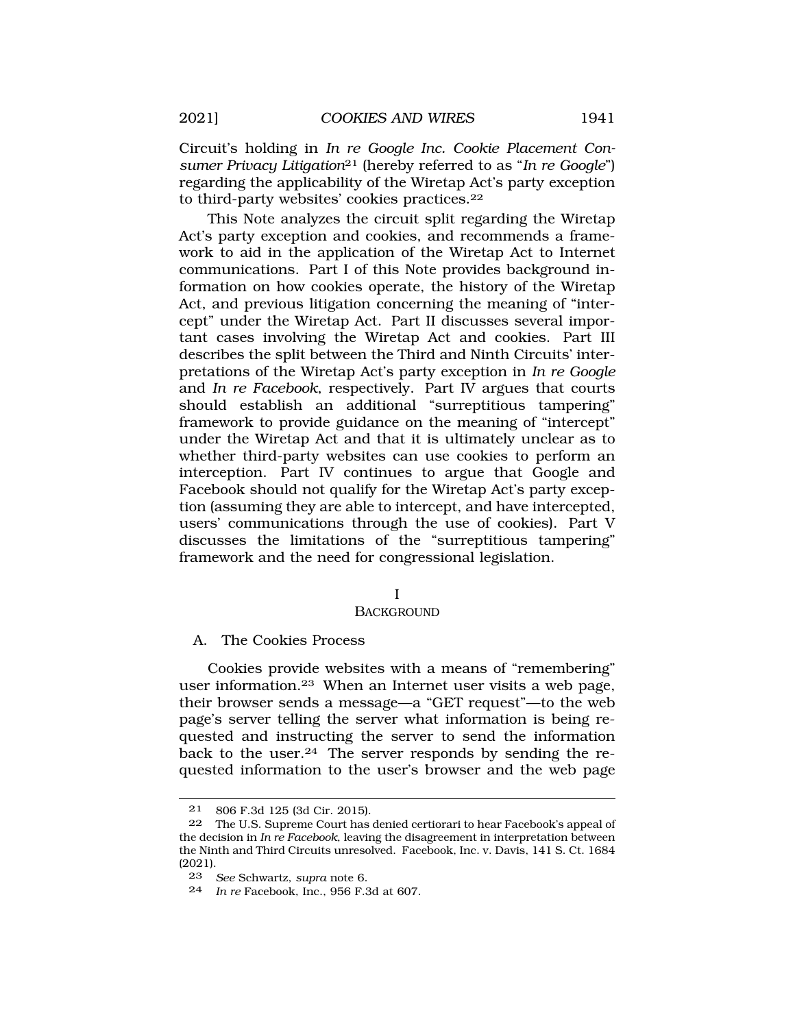Circuit's holding in *In re Google Inc. Cookie Placement Consumer Privacy Litigation*[21] (hereby referred to as "*In re Google*") regarding the applicability of the Wiretap Act's party exception to third-party websites' cookies practices.[22]

This Note analyzes the circuit split regarding the Wiretap Act's party exception and cookies, and recommends a framework to aid in the application of the Wiretap Act to Internet communications. Part I of this Note provides background information on how cookies operate, the history of the Wiretap Act, and previous litigation concerning the meaning of "intercept" under the Wiretap Act. Part II discusses several important cases involving the Wiretap Act and cookies. Part III describes the split between the Third and Ninth Circuits' interpretations of the Wiretap Act's party exception in *In re Google* and *In re Facebook*, respectively. Part IV argues that courts should establish an additional "surreptitious tampering" framework to provide guidance on the meaning of "intercept" under the Wiretap Act and that it is ultimately unclear as to whether third-party websites can use cookies to perform an interception. Part IV continues to argue that Google and Facebook should not qualify for the Wiretap Act's party exception (assuming they are able to intercept, and have intercepted, users' communications through the use of cookies). Part V discusses the limitations of the "surreptitious tampering" framework and the need for congressional legislation.

## I
## BACKGROUND

### A. The Cookies Process

Cookies provide websites with a means of "remembering" user information.[23] When an Internet user visits a web page, their browser sends a message—a "GET request"—to the web page's server telling the server what information is being requested and instructing the server to send the information back to the user.[24] The server responds by sending the requested information to the user's browser and the web page

---

21 806 F.3d 125 (3d Cir. 2015).

22 The U.S. Supreme Court has denied certiorari to hear Facebook's appeal of the decision in *In re Facebook*, leaving the disagreement in interpretation between the Ninth and Third Circuits unresolved. Facebook, Inc. v. Davis, 141 S. Ct. 1684 (2021).

23 *See* Schwartz, *supra* note 6.

24 *In re* Facebook, Inc., 956 F.3d at 607.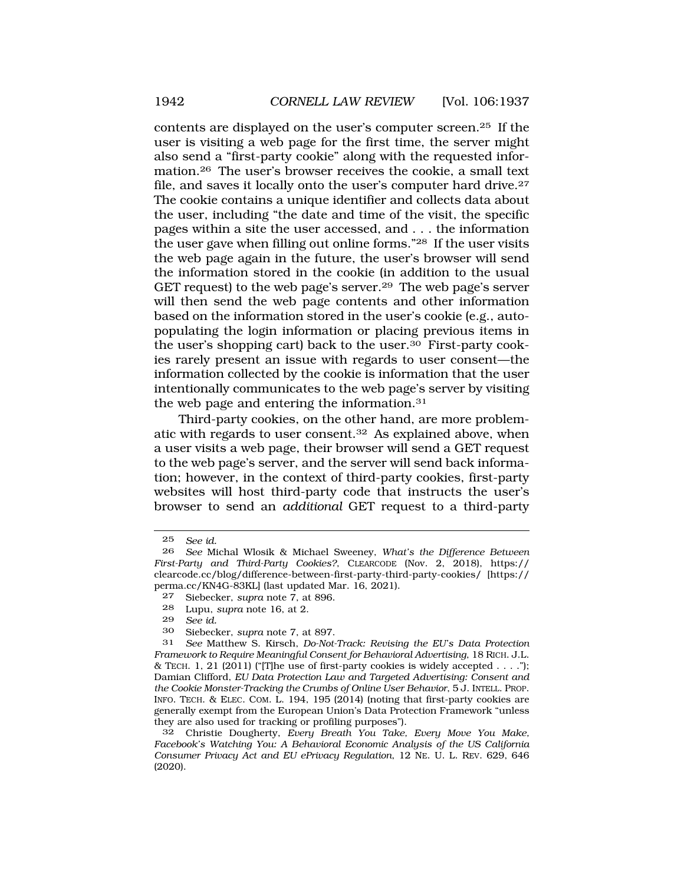contents are displayed on the user's computer screen.[25] If the user is visiting a web page for the first time, the server might also send a "first-party cookie" along with the requested information.[26] The user's browser receives the cookie, a small text file, and saves it locally onto the user's computer hard drive.[27] The cookie contains a unique identifier and collects data about the user, including "the date and time of the visit, the specific pages within a site the user accessed, and . . . the information the user gave when filling out online forms."[28] If the user visits the web page again in the future, the user's browser will send the information stored in the cookie (in addition to the usual GET request) to the web page's server.[29] The web page's server will then send the web page contents and other information based on the information stored in the user's cookie (e.g., auto-populating the login information or placing previous items in the user's shopping cart) back to the user.[30] First-party cookies rarely present an issue with regards to user consent—the information collected by the cookie is information that the user intentionally communicates to the web page's server by visiting the web page and entering the information.[31]

Third-party cookies, on the other hand, are more problematic with regards to user consent.[32] As explained above, when a user visits a web page, their browser will send a GET request to the web page's server, and the server will send back information; however, in the context of third-party cookies, first-party websites will host third-party code that instructs the user's browser to send an *additional* GET request to a third-party

---

25 *See id.*

26 *See* Michal Wlosik & Michael Sweeney, *What's the Difference Between First-Party and Third-Party Cookies?*, CLEARCODE (Nov. 2, 2018), https://clearcode.cc/blog/difference-between-first-party-third-party-cookies/ [https://perma.cc/KN4G-83KL] (last updated Mar. 16, 2021).

27 Siebecker, *supra* note 7, at 896.

28 Lupu, *supra* note 16, at 2.

29 *See id.*

30 Siebecker, *supra* note 7, at 897.

31 *See* Matthew S. Kirsch, *Do-Not-Track: Revising the EU's Data Protection Framework to Require Meaningful Consent for Behavioral Advertising*, 18 RICH. J.L. & TECH. 1, 21 (2011) ("[T]he use of first-party cookies is widely accepted . . . ."); Damian Clifford, *EU Data Protection Law and Targeted Advertising: Consent and the Cookie Monster-Tracking the Crumbs of Online User Behavior*, 5 J. INTELL. PROP. INFO. TECH. & ELEC. COM. L. 194, 195 (2014) (noting that first-party cookies are generally exempt from the European Union's Data Protection Framework "unless they are also used for tracking or profiling purposes").

32 Christie Dougherty, *Every Breath You Take, Every Move You Make, Facebook's Watching You: A Behavioral Economic Analysis of the US California Consumer Privacy Act and EU ePrivacy Regulation*, 12 NE. U. L. REV. 629, 646 (2020).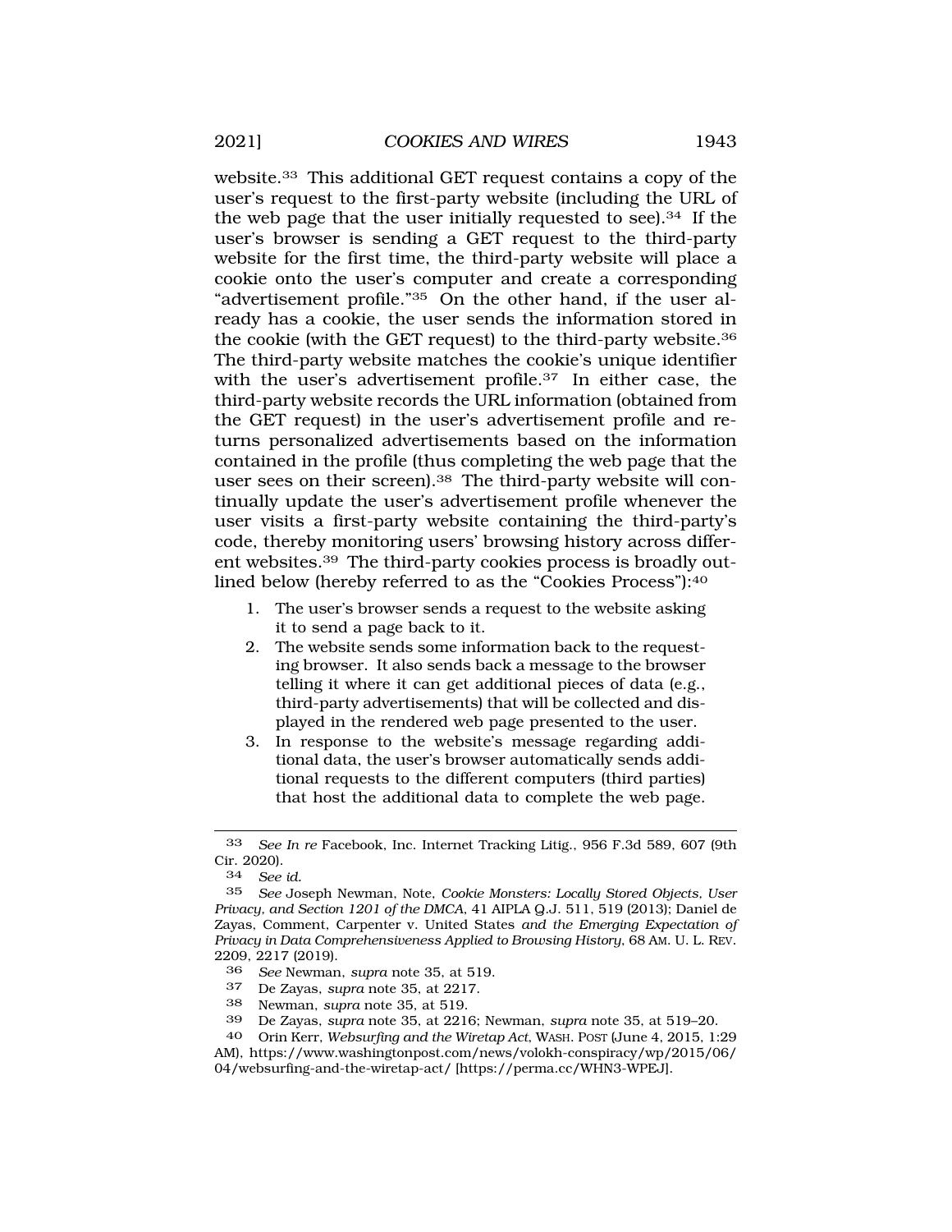website.[33] This additional GET request contains a copy of the user's request to the first-party website (including the URL of the web page that the user initially requested to see).[34] If the user's browser is sending a GET request to the third-party website for the first time, the third-party website will place a cookie onto the user's computer and create a corresponding "advertisement profile."[35] On the other hand, if the user already has a cookie, the user sends the information stored in the cookie (with the GET request) to the third-party website.[36] The third-party website matches the cookie's unique identifier with the user's advertisement profile.[37] In either case, the third-party website records the URL information (obtained from the GET request) in the user's advertisement profile and returns personalized advertisements based on the information contained in the profile (thus completing the web page that the user sees on their screen).[38] The third-party website will continually update the user's advertisement profile whenever the user visits a first-party website containing the third-party's code, thereby monitoring users' browsing history across different websites.[39] The third-party cookies process is broadly outlined below (hereby referred to as the "Cookies Process"):[40]

1. The user's browser sends a request to the website asking it to send a page back to it.
2. The website sends some information back to the requesting browser. It also sends back a message to the browser telling it where it can get additional pieces of data (e.g., third-party advertisements) that will be collected and displayed in the rendered web page presented to the user.
3. In response to the website's message regarding additional data, the user's browser automatically sends additional requests to the different computers (third parties) that host the additional data to complete the web page.

---

33 *See In re* Facebook, Inc. Internet Tracking Litig., 956 F.3d 589, 607 (9th Cir. 2020).

34 *See id.*

35 *See* Joseph Newman, Note, *Cookie Monsters: Locally Stored Objects, User Privacy, and Section 1201 of the DMCA*, 41 AIPLA Q.J. 511, 519 (2013); Daniel de Zayas, Comment, Carpenter v. United States *and the Emerging Expectation of Privacy in Data Comprehensiveness Applied to Browsing History*, 68 AM. U. L. REV. 2209, 2217 (2019).

36 *See* Newman, *supra* note 35, at 519.

37 De Zayas, *supra* note 35, at 2217.

38 Newman, *supra* note 35, at 519.

39 De Zayas, *supra* note 35, at 2216; Newman, *supra* note 35, at 519–20.

40 Orin Kerr, *Websurfing and the Wiretap Act*, WASH. POST (June 4, 2015, 1:29 AM), https://www.washingtonpost.com/news/volokh-conspiracy/wp/2015/06/04/websurfing-and-the-wiretap-act/ [https://perma.cc/WHN3-WPEJ].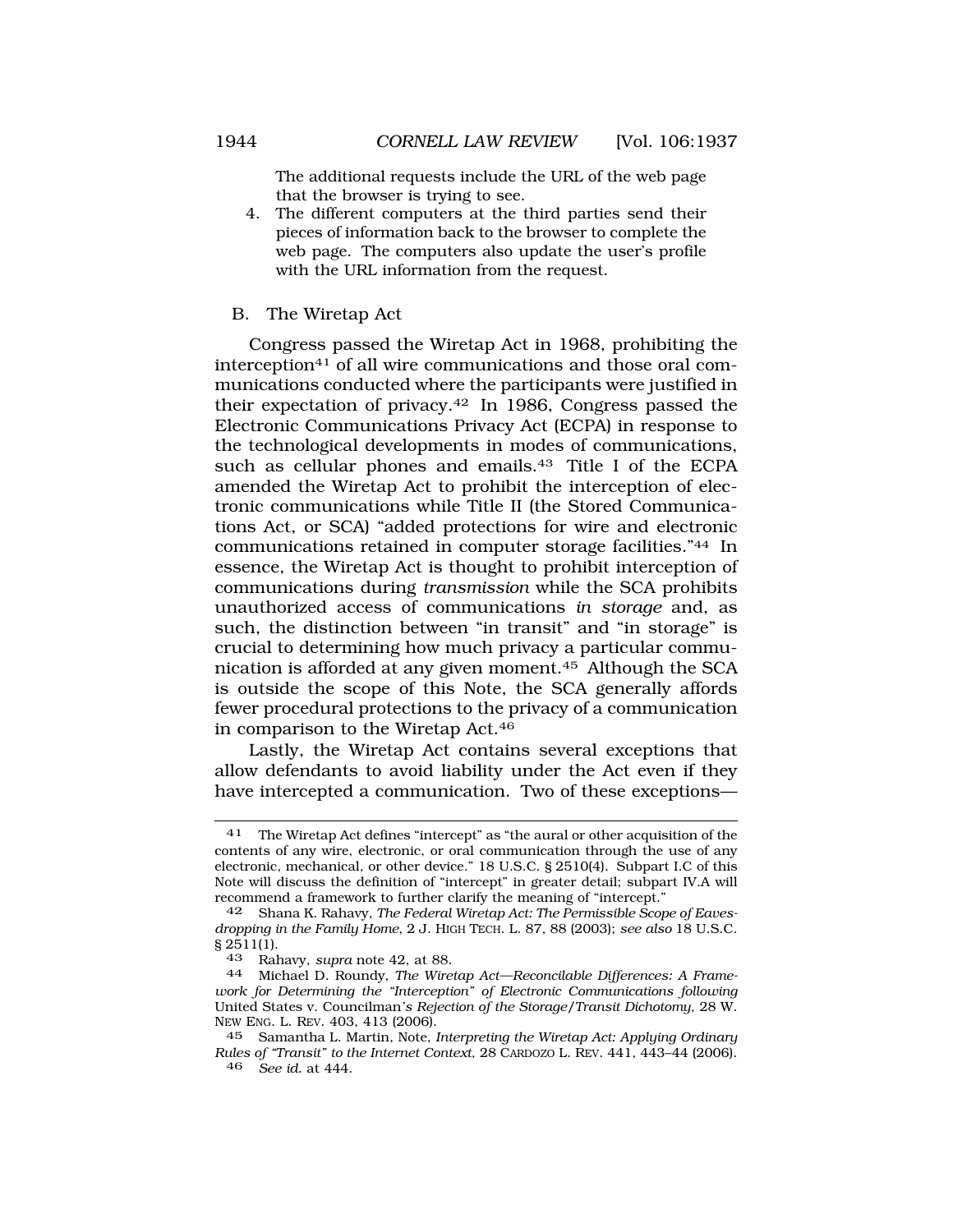The additional requests include the URL of the web page that the browser is trying to see.

4. The different computers at the third parties send their pieces of information back to the browser to complete the web page. The computers also update the user's profile with the URL information from the request.

## B. The Wiretap Act

Congress passed the Wiretap Act in 1968, prohibiting the interception[41] of all wire communications and those oral communications conducted where the participants were justified in their expectation of privacy.[42] In 1986, Congress passed the Electronic Communications Privacy Act (ECPA) in response to the technological developments in modes of communications, such as cellular phones and emails.[43] Title I of the ECPA amended the Wiretap Act to prohibit the interception of electronic communications while Title II (the Stored Communications Act, or SCA) "added protections for wire and electronic communications retained in computer storage facilities."[44] In essence, the Wiretap Act is thought to prohibit interception of communications during *transmission* while the SCA prohibits unauthorized access of communications *in storage* and, as such, the distinction between "in transit" and "in storage" is crucial to determining how much privacy a particular communication is afforded at any given moment.[45] Although the SCA is outside the scope of this Note, the SCA generally affords fewer procedural protections to the privacy of a communication in comparison to the Wiretap Act.[46]

Lastly, the Wiretap Act contains several exceptions that allow defendants to avoid liability under the Act even if they have intercepted a communication. Two of these exceptions—

---

41 The Wiretap Act defines "intercept" as "the aural or other acquisition of the contents of any wire, electronic, or oral communication through the use of any electronic, mechanical, or other device." 18 U.S.C. § 2510(4). Subpart I.C of this Note will discuss the definition of "intercept" in greater detail; subpart IV.A will recommend a framework to further clarify the meaning of "intercept."

42 Shana K. Rahavy, *The Federal Wiretap Act: The Permissible Scope of Eavesdropping in the Family Home*, 2 J. HIGH TECH. L. 87, 88 (2003); *see also* 18 U.S.C. § 2511(1).

43 Rahavy, *supra* note 42, at 88.

44 Michael D. Roundy, *The Wiretap Act—Reconcilable Differences: A Framework for Determining the "Interception" of Electronic Communications following* United States v. Councilman*'s Rejection of the Storage/Transit Dichotomy*, 28 W. NEW ENG. L. REV. 403, 413 (2006).

45 Samantha L. Martin, Note, *Interpreting the Wiretap Act: Applying Ordinary Rules of "Transit" to the Internet Context*, 28 CARDOZO L. REV. 441, 443–44 (2006).

46 *See id.* at 444.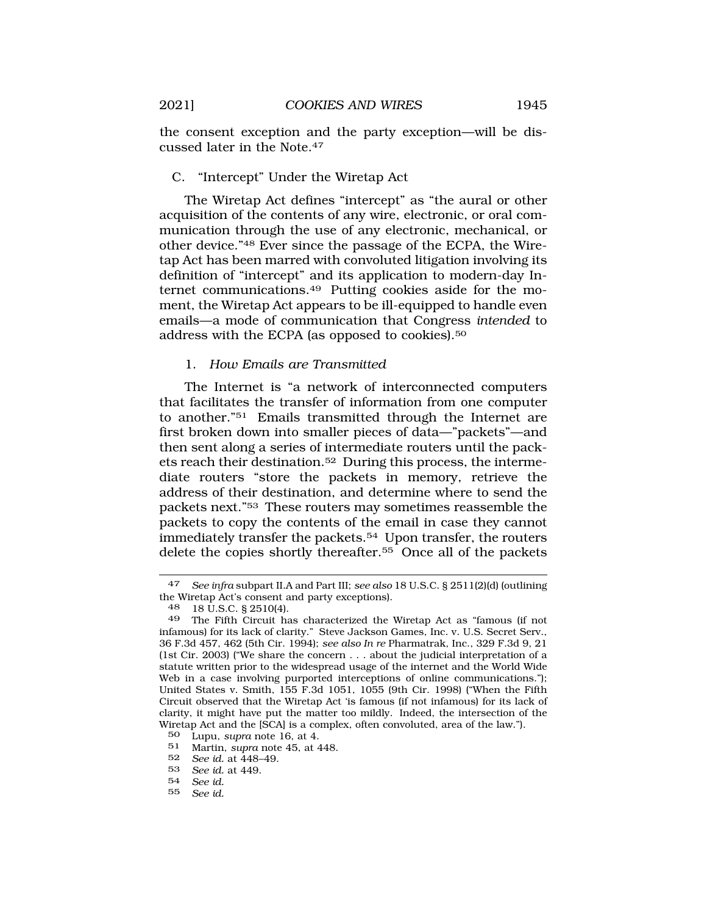the consent exception and the party exception—will be discussed later in the Note.[47]

### C. "Intercept" Under the Wiretap Act

The Wiretap Act defines "intercept" as "the aural or other acquisition of the contents of any wire, electronic, or oral communication through the use of any electronic, mechanical, or other device."[48] Ever since the passage of the ECPA, the Wiretap Act has been marred with convoluted litigation involving its definition of "intercept" and its application to modern-day Internet communications.[49] Putting cookies aside for the moment, the Wiretap Act appears to be ill-equipped to handle even emails—a mode of communication that Congress *intended* to address with the ECPA (as opposed to cookies).[50]

#### 1. *How Emails are Transmitted*

The Internet is "a network of interconnected computers that facilitates the transfer of information from one computer to another."[51] Emails transmitted through the Internet are first broken down into smaller pieces of data—"packets"—and then sent along a series of intermediate routers until the packets reach their destination.[52] During this process, the intermediate routers "store the packets in memory, retrieve the address of their destination, and determine where to send the packets next."[53] These routers may sometimes reassemble the packets to copy the contents of the email in case they cannot immediately transfer the packets.[54] Upon transfer, the routers delete the copies shortly thereafter.[55] Once all of the packets

---

47 *See infra* subpart II.A and Part III; *see also* 18 U.S.C. § 2511(2)(d) (outlining the Wiretap Act's consent and party exceptions).

48 18 U.S.C. § 2510(4).

49 The Fifth Circuit has characterized the Wiretap Act as "famous (if not infamous) for its lack of clarity." Steve Jackson Games, Inc. v. U.S. Secret Serv., 36 F.3d 457, 462 (5th Cir. 1994); *see also In re* Pharmatrak, Inc., 329 F.3d 9, 21 (1st Cir. 2003) ("We share the concern . . . about the judicial interpretation of a statute written prior to the widespread usage of the internet and the World Wide Web in a case involving purported interceptions of online communications."); United States v. Smith, 155 F.3d 1051, 1055 (9th Cir. 1998) ("When the Fifth Circuit observed that the Wiretap Act 'is famous (if not infamous) for its lack of clarity, it might have put the matter too mildly. Indeed, the intersection of the Wiretap Act and the [SCA] is a complex, often convoluted, area of the law.").

50 Lupu, *supra* note 16, at 4.

51 Martin, *supra* note 45, at 448.

52 *See id.* at 448–49.

53 *See id.* at 449.

54 *See id.*

55 *See id.*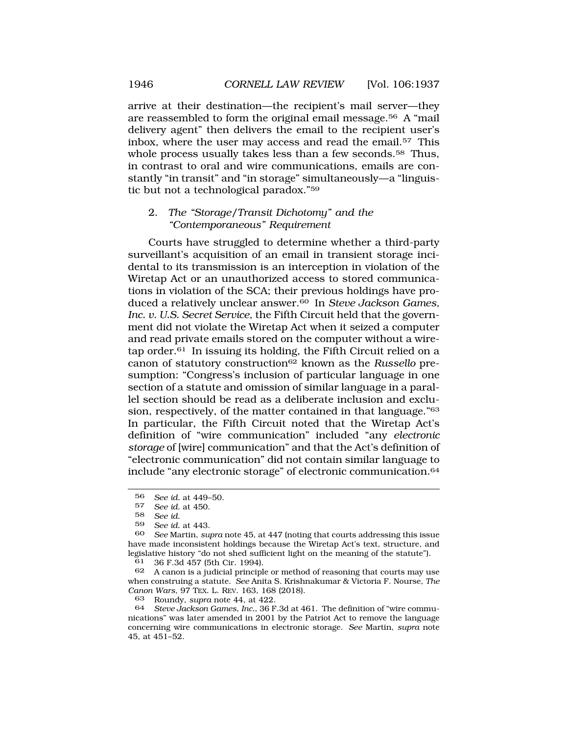arrive at their destination—the recipient's mail server—they are reassembled to form the original email message.[56] A "mail delivery agent" then delivers the email to the recipient user's inbox, where the user may access and read the email.[57] This whole process usually takes less than a few seconds.[58] Thus, in contrast to oral and wire communications, emails are constantly "in transit" and "in storage" simultaneously—a "linguistic but not a technological paradox."[59]

### 2. *The "Storage/Transit Dichotomy" and the "Contemporaneous" Requirement*

Courts have struggled to determine whether a third-party surveillant's acquisition of an email in transient storage incidental to its transmission is an interception in violation of the Wiretap Act or an unauthorized access to stored communications in violation of the SCA; their previous holdings have produced a relatively unclear answer.[60] In *Steve Jackson Games, Inc. v. U.S. Secret Service*, the Fifth Circuit held that the government did not violate the Wiretap Act when it seized a computer and read private emails stored on the computer without a wiretap order.[61] In issuing its holding, the Fifth Circuit relied on a canon of statutory construction[62] known as the *Russello* presumption: "Congress's inclusion of particular language in one section of a statute and omission of similar language in a parallel section should be read as a deliberate inclusion and exclusion, respectively, of the matter contained in that language."[63] In particular, the Fifth Circuit noted that the Wiretap Act's definition of "wire communication" included "any *electronic storage* of [wire] communication" and that the Act's definition of "electronic communication" did not contain similar language to include "any electronic storage" of electronic communication.[64]

---

56 *See id.* at 449–50.

57 *See id.* at 450.

58 *See id.*

59 *See id.* at 443.

60 *See* Martin, *supra* note 45, at 447 (noting that courts addressing this issue have made inconsistent holdings because the Wiretap Act's text, structure, and legislative history "do not shed sufficient light on the meaning of the statute").

61 36 F.3d 457 (5th Cir. 1994).

62 A canon is a judicial principle or method of reasoning that courts may use when construing a statute. *See* Anita S. Krishnakumar & Victoria F. Nourse, *The Canon Wars*, 97 TEX. L. REV. 163, 168 (2018).

63 Roundy, *supra* note 44, at 422.

64 *Steve Jackson Games, Inc.*, 36 F.3d at 461. The definition of "wire communications" was later amended in 2001 by the Patriot Act to remove the language concerning wire communications in electronic storage. *See* Martin, *supra* note 45, at 451–52.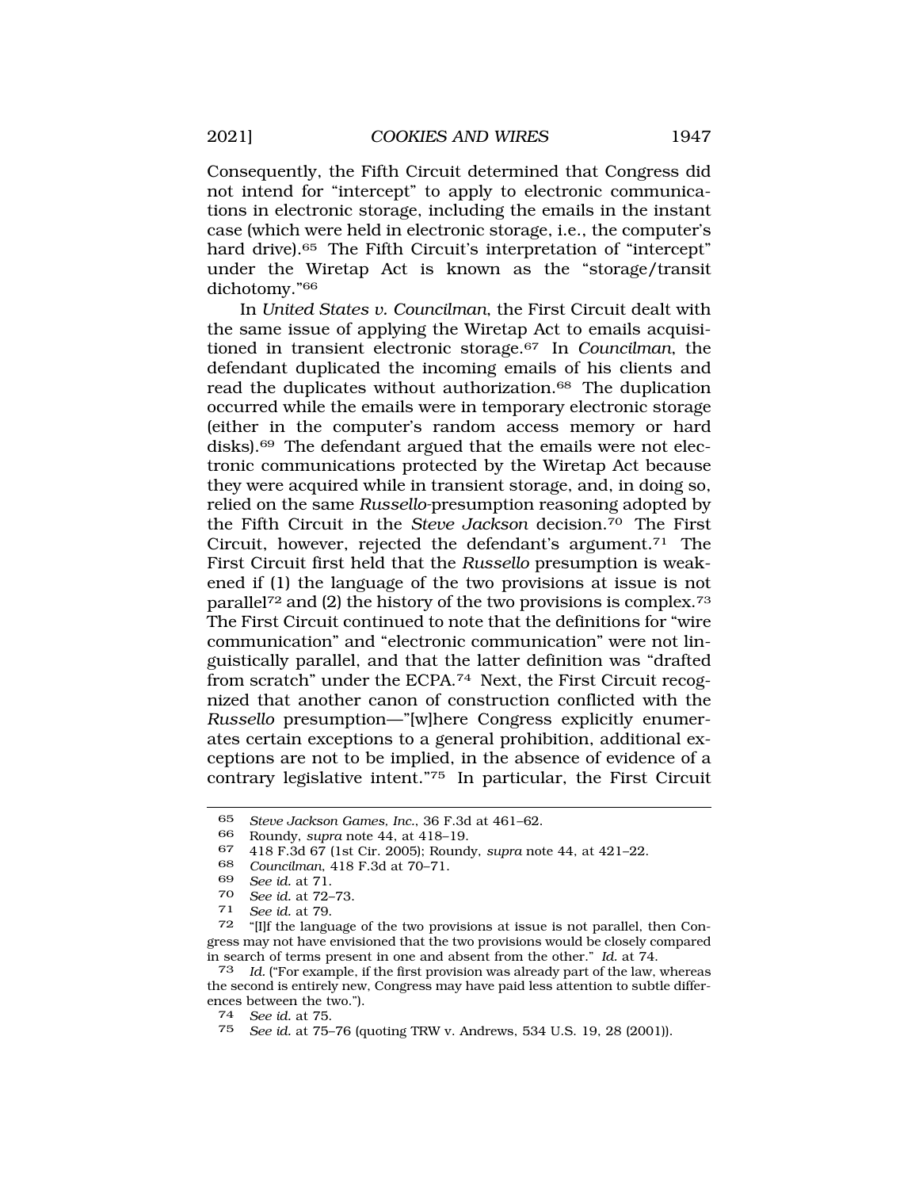Consequently, the Fifth Circuit determined that Congress did not intend for "intercept" to apply to electronic communications in electronic storage, including the emails in the instant case (which were held in electronic storage, i.e., the computer's hard drive).[65] The Fifth Circuit's interpretation of "intercept" under the Wiretap Act is known as the "storage/transit dichotomy."[66]

In *United States v. Councilman*, the First Circuit dealt with the same issue of applying the Wiretap Act to emails acquisitioned in transient electronic storage.[67] In *Councilman*, the defendant duplicated the incoming emails of his clients and read the duplicates without authorization.[68] The duplication occurred while the emails were in temporary electronic storage (either in the computer's random access memory or hard disks).[69] The defendant argued that the emails were not electronic communications protected by the Wiretap Act because they were acquired while in transient storage, and, in doing so, relied on the same *Russello*-presumption reasoning adopted by the Fifth Circuit in the *Steve Jackson* decision.[70] The First Circuit, however, rejected the defendant's argument.[71] The First Circuit first held that the *Russello* presumption is weakened if (1) the language of the two provisions at issue is not parallel[72] and (2) the history of the two provisions is complex.[73] The First Circuit continued to note that the definitions for "wire communication" and "electronic communication" were not linguistically parallel, and that the latter definition was "drafted from scratch" under the ECPA.[74] Next, the First Circuit recognized that another canon of construction conflicted with the *Russello* presumption—"[w]here Congress explicitly enumerates certain exceptions to a general prohibition, additional exceptions are not to be implied, in the absence of evidence of a contrary legislative intent."[75] In particular, the First Circuit

---

65 *Steve Jackson Games, Inc.*, 36 F.3d at 461–62.

66 Roundy, *supra* note 44, at 418–19.

67 418 F.3d 67 (1st Cir. 2005); Roundy, *supra* note 44, at 421–22.

68 *Councilman*, 418 F.3d at 70–71.

69 *See id.* at 71.

70 *See id.* at 72–73.

71 *See id.* at 79.

72 "[I]f the language of the two provisions at issue is not parallel, then Congress may not have envisioned that the two provisions would be closely compared in search of terms present in one and absent from the other." *Id.* at 74.

73 *Id.* ("For example, if the first provision was already part of the law, whereas the second is entirely new, Congress may have paid less attention to subtle differences between the two.").

74 *See id.* at 75.

75 *See id.* at 75–76 (quoting TRW v. Andrews, 534 U.S. 19, 28 (2001)).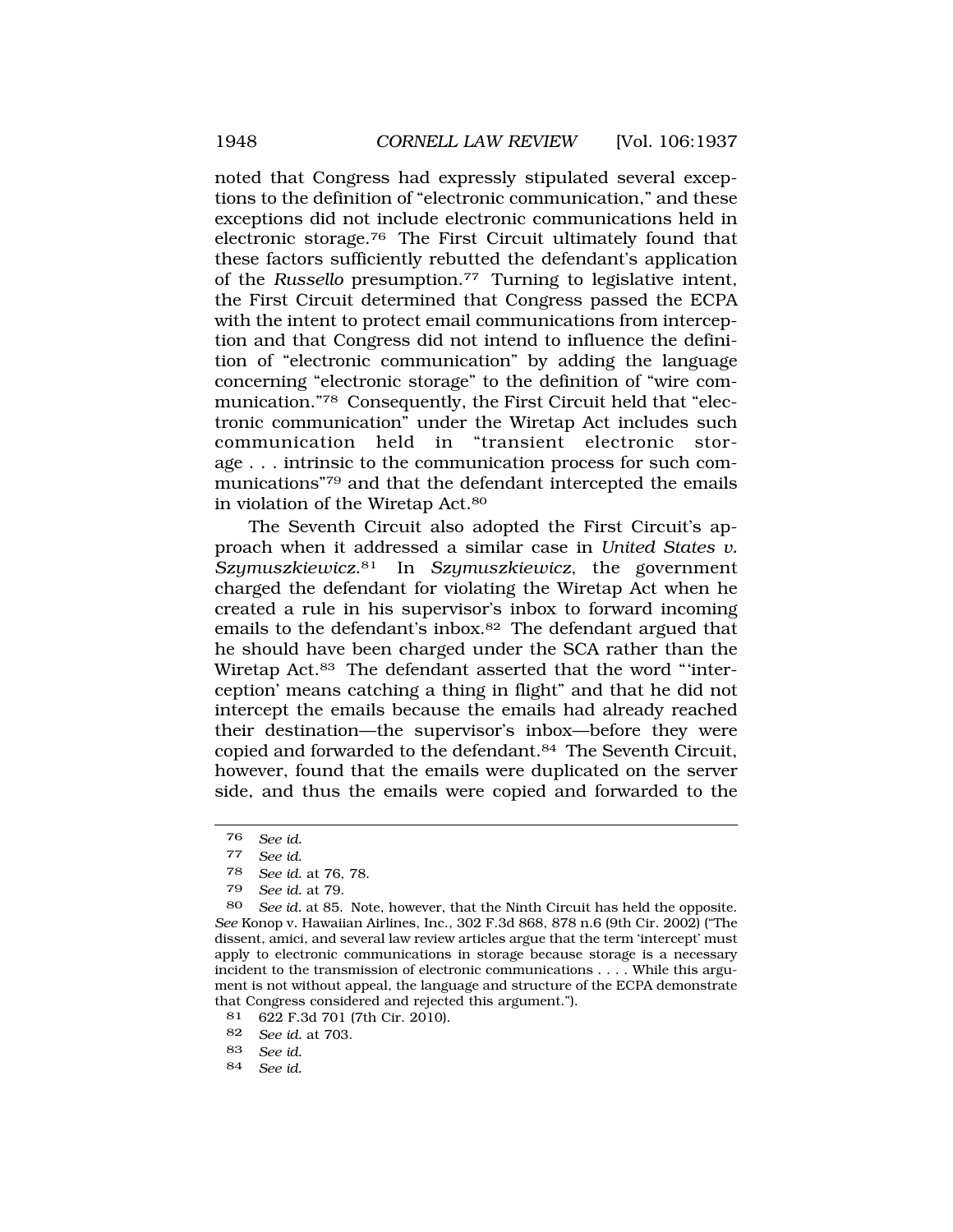noted that Congress had expressly stipulated several exceptions to the definition of "electronic communication," and these exceptions did not include electronic communications held in electronic storage.[76] The First Circuit ultimately found that these factors sufficiently rebutted the defendant's application of the *Russello* presumption.[77] Turning to legislative intent, the First Circuit determined that Congress passed the ECPA with the intent to protect email communications from interception and that Congress did not intend to influence the definition of "electronic communication" by adding the language concerning "electronic storage" to the definition of "wire communication."[78] Consequently, the First Circuit held that "electronic communication" under the Wiretap Act includes such communication held in "transient electronic storage . . . intrinsic to the communication process for such communications"[79] and that the defendant intercepted the emails in violation of the Wiretap Act.[80]

The Seventh Circuit also adopted the First Circuit's approach when it addressed a similar case in *United States v. Szymuszkiewicz*.[81] In *Szymuszkiewicz*, the government charged the defendant for violating the Wiretap Act when he created a rule in his supervisor's inbox to forward incoming emails to the defendant's inbox.[82] The defendant argued that he should have been charged under the SCA rather than the Wiretap Act.[83] The defendant asserted that the word "'interception' means catching a thing in flight" and that he did not intercept the emails because the emails had already reached their destination—the supervisor's inbox—before they were copied and forwarded to the defendant.[84] The Seventh Circuit, however, found that the emails were duplicated on the server side, and thus the emails were copied and forwarded to the

---

76 *See id.*

77 *See id.*

78 *See id.* at 76, 78.

79 *See id.* at 79.

80 *See id.* at 85. Note, however, that the Ninth Circuit has held the opposite. *See* Konop v. Hawaiian Airlines, Inc., 302 F.3d 868, 878 n.6 (9th Cir. 2002) ("The dissent, amici, and several law review articles argue that the term 'intercept' must apply to electronic communications in storage because storage is a necessary incident to the transmission of electronic communications . . . . While this argument is not without appeal, the language and structure of the ECPA demonstrate that Congress considered and rejected this argument.").

81 622 F.3d 701 (7th Cir. 2010).

82 *See id.* at 703.

83 *See id.*

84 *See id.*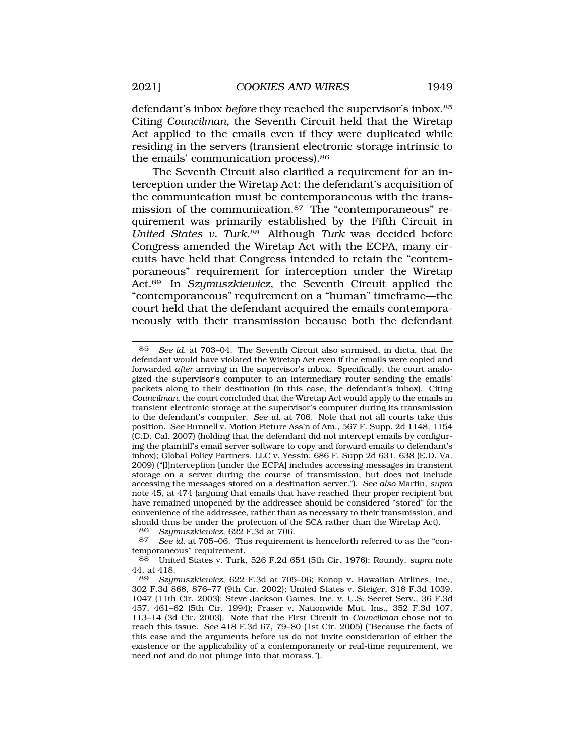defendant's inbox *before* they reached the supervisor's inbox.[85] Citing *Councilman*, the Seventh Circuit held that the Wiretap Act applied to the emails even if they were duplicated while residing in the servers (transient electronic storage intrinsic to the emails' communication process).[86]

The Seventh Circuit also clarified a requirement for an interception under the Wiretap Act: the defendant's acquisition of the communication must be contemporaneous with the transmission of the communication.[87] The "contemporaneous" requirement was primarily established by the Fifth Circuit in *United States v. Turk*.[88] Although *Turk* was decided before Congress amended the Wiretap Act with the ECPA, many circuits have held that Congress intended to retain the "contemporaneous" requirement for interception under the Wiretap Act.[89] In *Szymuszkiewicz*, the Seventh Circuit applied the "contemporaneous" requirement on a "human" timeframe—the court held that the defendant acquired the emails contemporaneously with their transmission because both the defendant

---

[85] *See id.* at 703–04. The Seventh Circuit also surmised, in dicta, that the defendant would have violated the Wiretap Act even if the emails were copied and forwarded *after* arriving in the supervisor's inbox. Specifically, the court analogized the supervisor's computer to an intermediary router sending the emails' packets along to their destination (in this case, the defendant's inbox). Citing *Councilman*, the court concluded that the Wiretap Act would apply to the emails in transient electronic storage at the supervisor's computer during its transmission to the defendant's computer. *See id.* at 706. Note that not all courts take this position. *See* Bunnell v. Motion Picture Ass'n of Am., 567 F. Supp. 2d 1148, 1154 (C.D. Cal. 2007) (holding that the defendant did not intercept emails by configuring the plaintiff's email server software to copy and forward emails to defendant's inbox); Global Policy Partners, LLC v. Yessin, 686 F. Supp 2d 631, 638 (E.D. Va. 2009) ("[I]nterception [under the ECPA] includes accessing messages in transient storage on a server during the course of transmission, but does not include accessing the messages stored on a destination server."). *See also* Martin, *supra* note 45, at 474 (arguing that emails that have reached their proper recipient but have remained unopened by the addressee should be considered "stored" for the convenience of the addressee, rather than as necessary to their transmission, and should thus be under the protection of the SCA rather than the Wiretap Act).

[86] *Szymuszkiewicz*, 622 F.3d at 706.

[87] *See id.* at 705–06. This requirement is henceforth referred to as the "contemporaneous" requirement.

[88] United States v. Turk, 526 F.2d 654 (5th Cir. 1976); Roundy, *supra* note 44, at 418.

[89] *Szymuszkiewicz*, 622 F.3d at 705–06; Konop v. Hawaiian Airlines, Inc., 302 F.3d 868, 876–77 (9th Cir. 2002); United States v. Steiger, 318 F.3d 1039, 1047 (11th Cir. 2003); Steve Jackson Games, Inc. v. U.S. Secret Serv., 36 F.3d 457, 461–62 (5th Cir. 1994); Fraser v. Nationwide Mut. Ins., 352 F.3d 107, 113–14 (3d Cir. 2003). Note that the First Circuit in *Councilman* chose not to reach this issue. *See* 418 F.3d 67, 79–80 (1st Cir. 2005) ("Because the facts of this case and the arguments before us do not invite consideration of either the existence or the applicability of a contemporaneity or real-time requirement, we need not and do not plunge into that morass.").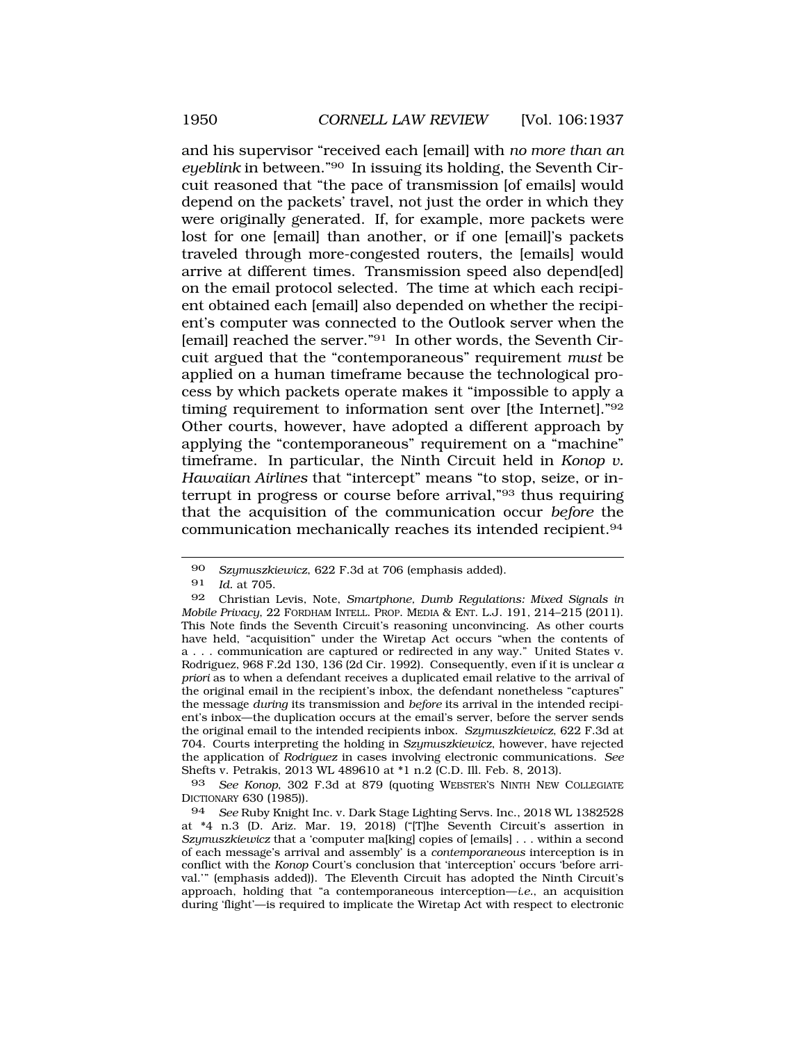and his supervisor "received each [email] with *no more than an eyeblink* in between."[90] In issuing its holding, the Seventh Circuit reasoned that "the pace of transmission [of emails] would depend on the packets' travel, not just the order in which they were originally generated. If, for example, more packets were lost for one [email] than another, or if one [email]'s packets traveled through more-congested routers, the [emails] would arrive at different times. Transmission speed also depend[ed] on the email protocol selected. The time at which each recipient obtained each [email] also depended on whether the recipient's computer was connected to the Outlook server when the [email] reached the server."[91] In other words, the Seventh Circuit argued that the "contemporaneous" requirement *must* be applied on a human timeframe because the technological process by which packets operate makes it "impossible to apply a timing requirement to information sent over [the Internet]."[92] Other courts, however, have adopted a different approach by applying the "contemporaneous" requirement on a "machine" timeframe. In particular, the Ninth Circuit held in *Konop v. Hawaiian Airlines* that "intercept" means "to stop, seize, or interrupt in progress or course before arrival,"[93] thus requiring that the acquisition of the communication occur *before* the communication mechanically reaches its intended recipient.[94]

---

[90] *Szymuszkiewicz*, 622 F.3d at 706 (emphasis added).

[91] *Id.* at 705.

[92] Christian Levis, Note, *Smartphone, Dumb Regulations: Mixed Signals in Mobile Privacy*, 22 FORDHAM INTELL. PROP. MEDIA & ENT. L.J. 191, 214–215 (2011). This Note finds the Seventh Circuit's reasoning unconvincing. As other courts have held, "acquisition" under the Wiretap Act occurs "when the contents of a . . . communication are captured or redirected in any way." United States v. Rodriguez, 968 F.2d 130, 136 (2d Cir. 1992). Consequently, even if it is unclear *a priori* as to when a defendant receives a duplicated email relative to the arrival of the original email in the recipient's inbox, the defendant nonetheless "captures" the message *during* its transmission and *before* its arrival in the intended recipient's inbox—the duplication occurs at the email's server, before the server sends the original email to the intended recipients inbox. *Szymuszkiewicz*, 622 F.3d at 704. Courts interpreting the holding in *Szymuszkiewicz*, however, have rejected the application of *Rodriguez* in cases involving electronic communications. *See* Shefts v. Petrakis, 2013 WL 489610 at *1 n.2 (C.D. Ill. Feb. 8, 2013).

[93] *See Konop*, 302 F.3d at 879 (quoting WEBSTER'S NINTH NEW COLLEGIATE DICTIONARY 630 (1985)).

[94] *See* Ruby Knight Inc. v. Dark Stage Lighting Servs. Inc., 2018 WL 1382528 at *4 n.3 (D. Ariz. Mar. 19, 2018) ("[T]he Seventh Circuit's assertion in *Szymuszkiewicz* that a 'computer ma[king] copies of [emails] . . . within a second of each message's arrival and assembly' is a *contemporaneous* interception is in conflict with the *Konop* Court's conclusion that 'interception' occurs 'before arrival.'" (emphasis added)). The Eleventh Circuit has adopted the Ninth Circuit's approach, holding that "a contemporaneous interception—*i.e.*, an acquisition during 'flight'—is required to implicate the Wiretap Act with respect to electronic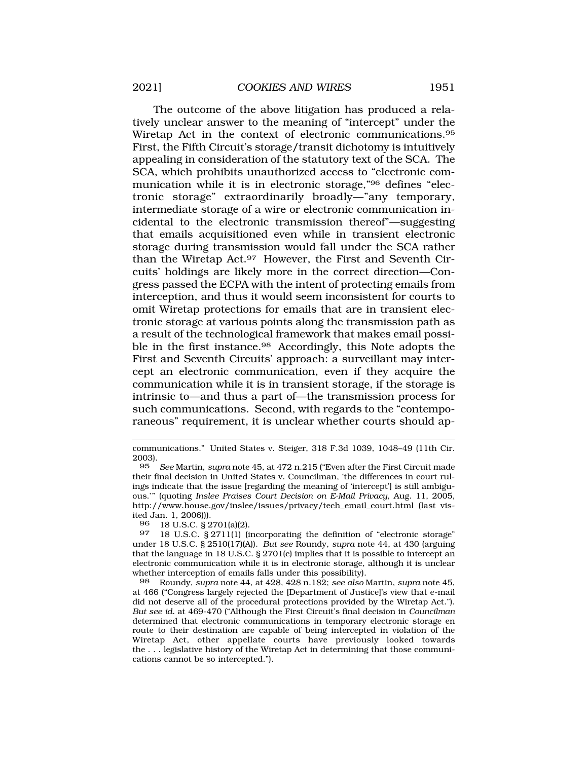The outcome of the above litigation has produced a relatively unclear answer to the meaning of "intercept" under the Wiretap Act in the context of electronic communications.[95] First, the Fifth Circuit's storage/transit dichotomy is intuitively appealing in consideration of the statutory text of the SCA. The SCA, which prohibits unauthorized access to "electronic communication while it is in electronic storage,"[96] defines "electronic storage" extraordinarily broadly—"any temporary, intermediate storage of a wire or electronic communication incidental to the electronic transmission thereof"—suggesting that emails acquisitioned even while in transient electronic storage during transmission would fall under the SCA rather than the Wiretap Act.[97] However, the First and Seventh Circuits' holdings are likely more in the correct direction—Congress passed the ECPA with the intent of protecting emails from interception, and thus it would seem inconsistent for courts to omit Wiretap protections for emails that are in transient electronic storage at various points along the transmission path as a result of the technological framework that makes email possible in the first instance.[98] Accordingly, this Note adopts the First and Seventh Circuits' approach: a surveillant may intercept an electronic communication, even if they acquire the communication while it is in transient storage, if the storage is intrinsic to—and thus a part of—the transmission process for such communications. Second, with regards to the "contemporaneous" requirement, it is unclear whether courts should ap-

---

communications." United States v. Steiger, 318 F.3d 1039, 1048–49 (11th Cir. 2003).

95 *See* Martin, *supra* note 45, at 472 n.215 ("Even after the First Circuit made their final decision in United States v. Councilman, 'the differences in court rulings indicate that the issue [regarding the meaning of 'intercept'] is still ambiguous.'" (quoting *Inslee Praises Court Decision on E-Mail Privacy*, Aug. 11, 2005, http://www.house.gov/inslee/issues/privacy/tech_email_court.html (last visited Jan. 1, 2006))).

96 18 U.S.C. § 2701(a)(2).

97 18 U.S.C. § 2711(1) (incorporating the definition of "electronic storage" under 18 U.S.C. § 2510(17)(A)). *But see* Roundy, *supra* note 44, at 430 (arguing that the language in 18 U.S.C. § 2701(c) implies that it is possible to intercept an electronic communication while it is in electronic storage, although it is unclear whether interception of emails falls under this possibility).

98 Roundy, *supra* note 44, at 428, 428 n.182; *see also* Martin, *supra* note 45, at 466 ("Congress largely rejected the [Department of Justice]'s view that e-mail did not deserve all of the procedural protections provided by the Wiretap Act."). *But see id.* at 469-470 ("Although the First Circuit's final decision in *Councilman* determined that electronic communications in temporary electronic storage en route to their destination are capable of being intercepted in violation of the Wiretap Act, other appellate courts have previously looked towards the . . . legislative history of the Wiretap Act in determining that those communications cannot be so intercepted.").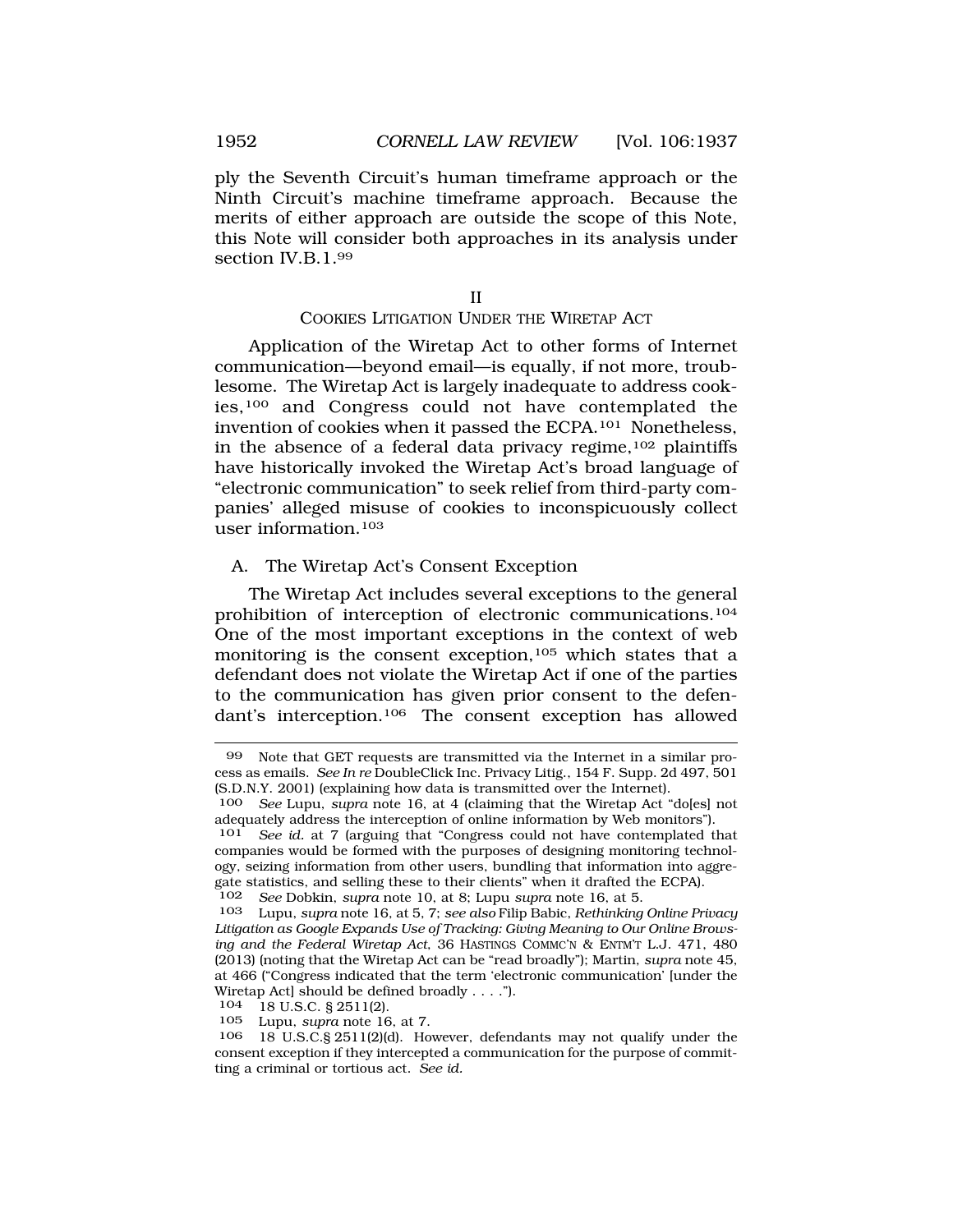ply the Seventh Circuit's human timeframe approach or the Ninth Circuit's machine timeframe approach. Because the merits of either approach are outside the scope of this Note, this Note will consider both approaches in its analysis under section IV.B.1.[99]

## II
## COOKIES LITIGATION UNDER THE WIRETAP ACT

Application of the Wiretap Act to other forms of Internet communication—beyond email—is equally, if not more, troublesome. The Wiretap Act is largely inadequate to address cookies,[100] and Congress could not have contemplated the invention of cookies when it passed the ECPA.[101] Nonetheless, in the absence of a federal data privacy regime,[102] plaintiffs have historically invoked the Wiretap Act's broad language of "electronic communication" to seek relief from third-party companies' alleged misuse of cookies to inconspicuously collect user information.[103]

### A. The Wiretap Act's Consent Exception

The Wiretap Act includes several exceptions to the general prohibition of interception of electronic communications.[104] One of the most important exceptions in the context of web monitoring is the consent exception,[105] which states that a defendant does not violate the Wiretap Act if one of the parties to the communication has given prior consent to the defendant's interception.[106] The consent exception has allowed

---

99 Note that GET requests are transmitted via the Internet in a similar process as emails. *See In re* DoubleClick Inc. Privacy Litig., 154 F. Supp. 2d 497, 501 (S.D.N.Y. 2001) (explaining how data is transmitted over the Internet).

100 *See* Lupu, *supra* note 16, at 4 (claiming that the Wiretap Act "do[es] not adequately address the interception of online information by Web monitors").

101 *See id.* at 7 (arguing that "Congress could not have contemplated that companies would be formed with the purposes of designing monitoring technology, seizing information from other users, bundling that information into aggregate statistics, and selling these to their clients" when it drafted the ECPA).

102 *See* Dobkin, *supra* note 10, at 8; Lupu *supra* note 16, at 5.

103 Lupu, *supra* note 16, at 5, 7; *see also* Filip Babic, *Rethinking Online Privacy Litigation as Google Expands Use of Tracking: Giving Meaning to Our Online Browsing and the Federal Wiretap Act*, 36 HASTINGS COMMC'N & ENTM'T L.J. 471, 480 (2013) (noting that the Wiretap Act can be "read broadly"); Martin, *supra* note 45, at 466 ("Congress indicated that the term 'electronic communication' [under the Wiretap Act] should be defined broadly . . . .").

104 18 U.S.C. § 2511(2).

105 Lupu, *supra* note 16, at 7.

106 18 U.S.C.§ 2511(2)(d). However, defendants may not qualify under the consent exception if they intercepted a communication for the purpose of committing a criminal or tortious act. *See id.*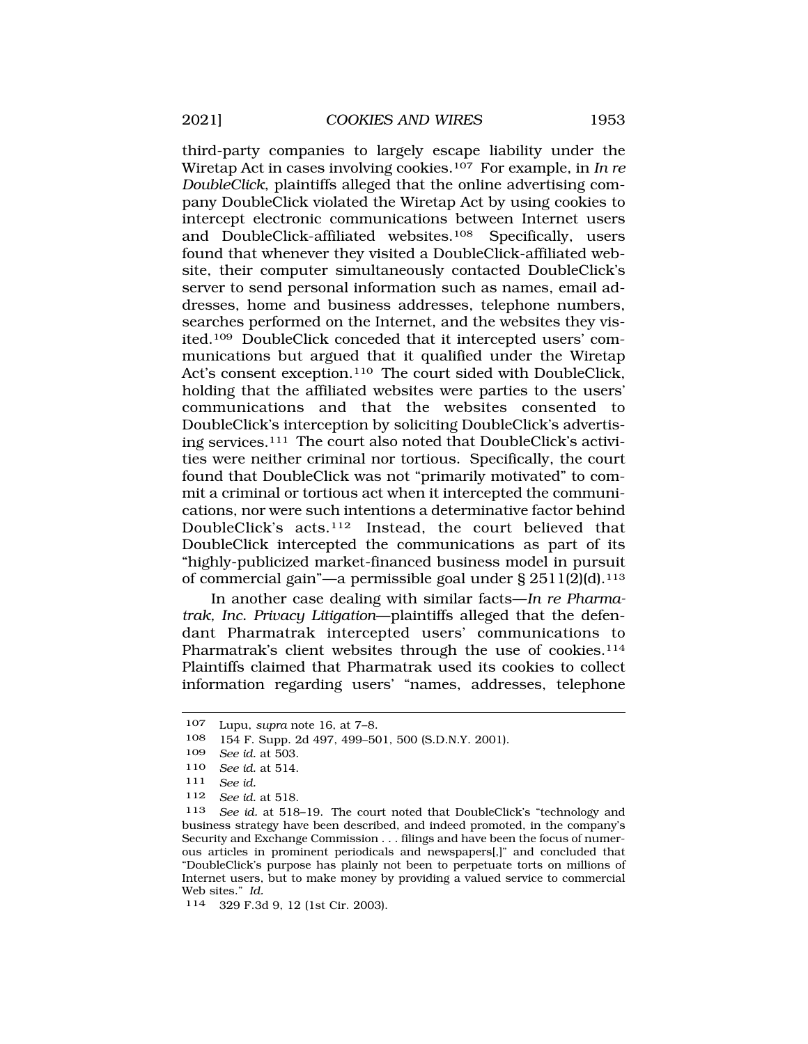third-party companies to largely escape liability under the Wiretap Act in cases involving cookies.[107] For example, in *In re DoubleClick*, plaintiffs alleged that the online advertising company DoubleClick violated the Wiretap Act by using cookies to intercept electronic communications between Internet users and DoubleClick-affiliated websites.[108] Specifically, users found that whenever they visited a DoubleClick-affiliated website, their computer simultaneously contacted DoubleClick's server to send personal information such as names, email addresses, home and business addresses, telephone numbers, searches performed on the Internet, and the websites they visited.[109] DoubleClick conceded that it intercepted users' communications but argued that it qualified under the Wiretap Act's consent exception.[110] The court sided with DoubleClick, holding that the affiliated websites were parties to the users' communications and that the websites consented to DoubleClick's interception by soliciting DoubleClick's advertising services.[111] The court also noted that DoubleClick's activities were neither criminal nor tortious. Specifically, the court found that DoubleClick was not "primarily motivated" to commit a criminal or tortious act when it intercepted the communications, nor were such intentions a determinative factor behind DoubleClick's acts.[112] Instead, the court believed that DoubleClick intercepted the communications as part of its "highly-publicized market-financed business model in pursuit of commercial gain"—a permissible goal under § 2511(2)(d).[113]

In another case dealing with similar facts—*In re Pharmatrak, Inc. Privacy Litigation*—plaintiffs alleged that the defendant Pharmatrak intercepted users' communications to Pharmatrak's client websites through the use of cookies.[114] Plaintiffs claimed that Pharmatrak used its cookies to collect information regarding users' "names, addresses, telephone

---

107 Lupu, *supra* note 16, at 7–8.

108 154 F. Supp. 2d 497, 499–501, 500 (S.D.N.Y. 2001).

109 *See id.* at 503.

110 *See id.* at 514.

111 *See id.*

112 *See id.* at 518.

113 *See id.* at 518–19. The court noted that DoubleClick's "technology and business strategy have been described, and indeed promoted, in the company's Security and Exchange Commission . . . filings and have been the focus of numerous articles in prominent periodicals and newspapers[,]" and concluded that "DoubleClick's purpose has plainly not been to perpetuate torts on millions of Internet users, but to make money by providing a valued service to commercial Web sites." *Id.*

114 329 F.3d 9, 12 (1st Cir. 2003).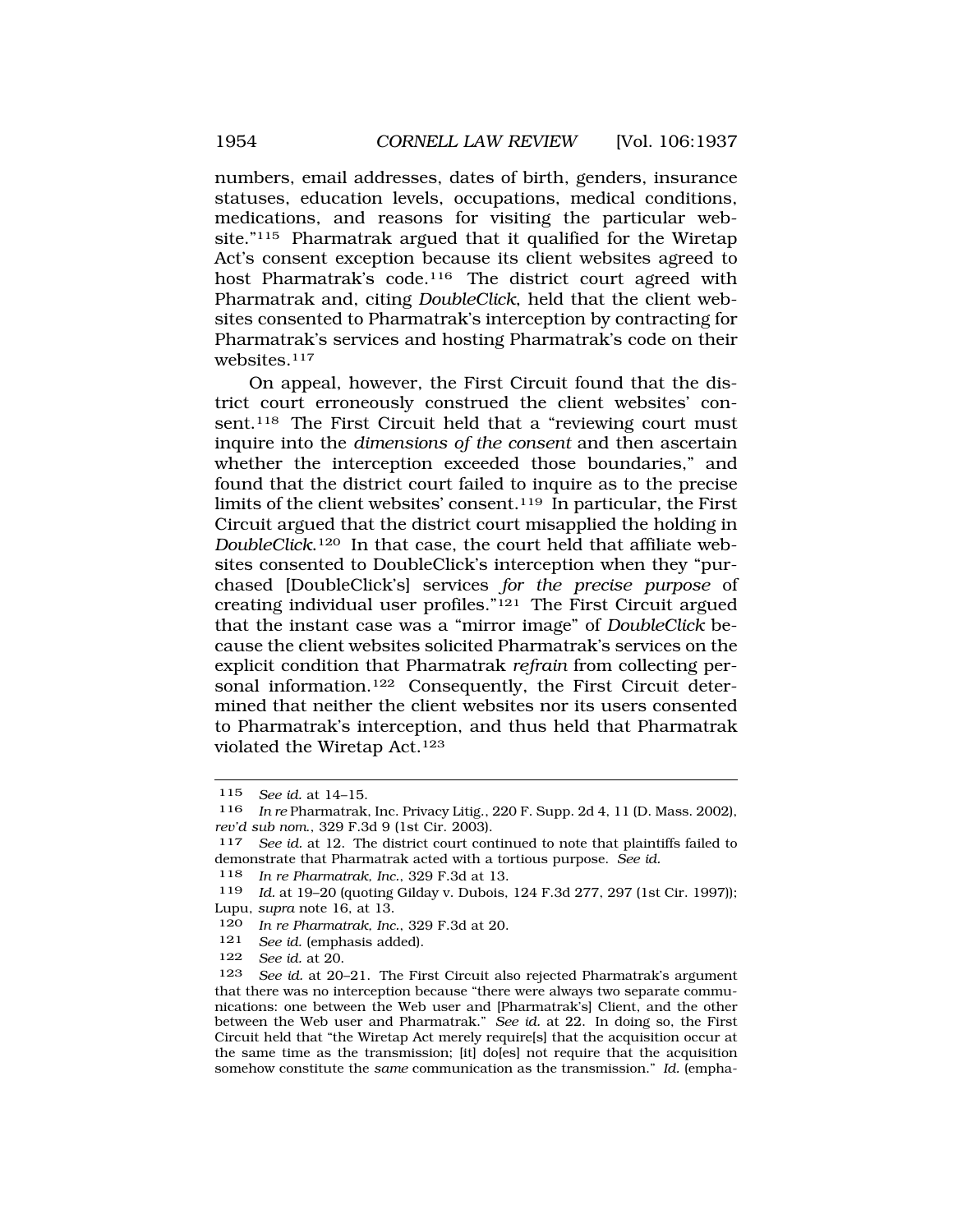numbers, email addresses, dates of birth, genders, insurance statuses, education levels, occupations, medical conditions, medications, and reasons for visiting the particular website."[115] Pharmatrak argued that it qualified for the Wiretap Act's consent exception because its client websites agreed to host Pharmatrak's code.[116] The district court agreed with Pharmatrak and, citing *DoubleClick*, held that the client websites consented to Pharmatrak's interception by contracting for Pharmatrak's services and hosting Pharmatrak's code on their websites.[117]

On appeal, however, the First Circuit found that the district court erroneously construed the client websites' consent.[118] The First Circuit held that a "reviewing court must inquire into the *dimensions of the consent* and then ascertain whether the interception exceeded those boundaries," and found that the district court failed to inquire as to the precise limits of the client websites' consent.[119] In particular, the First Circuit argued that the district court misapplied the holding in *DoubleClick*.[120] In that case, the court held that affiliate websites consented to DoubleClick's interception when they "purchased [DoubleClick's] services *for the precise purpose* of creating individual user profiles."[121] The First Circuit argued that the instant case was a "mirror image" of *DoubleClick* because the client websites solicited Pharmatrak's services on the explicit condition that Pharmatrak *refrain* from collecting personal information.[122] Consequently, the First Circuit determined that neither the client websites nor its users consented to Pharmatrak's interception, and thus held that Pharmatrak violated the Wiretap Act.[123]

---

115 *See id.* at 14–15.

116 *In re* Pharmatrak, Inc. Privacy Litig., 220 F. Supp. 2d 4, 11 (D. Mass. 2002), *rev'd sub nom.*, 329 F.3d 9 (1st Cir. 2003).

117 *See id.* at 12. The district court continued to note that plaintiffs failed to demonstrate that Pharmatrak acted with a tortious purpose. *See id.*

118 *In re Pharmatrak, Inc.*, 329 F.3d at 13.

119 *Id.* at 19–20 (quoting Gilday v. Dubois, 124 F.3d 277, 297 (1st Cir. 1997)); Lupu, *supra* note 16, at 13.

120 *In re Pharmatrak, Inc.*, 329 F.3d at 20.

121 *See id.* (emphasis added).

122 *See id.* at 20.

123 *See id.* at 20–21. The First Circuit also rejected Pharmatrak's argument that there was no interception because "there were always two separate communications: one between the Web user and [Pharmatrak's] Client, and the other between the Web user and Pharmatrak." *See id.* at 22. In doing so, the First Circuit held that "the Wiretap Act merely require[s] that the acquisition occur at the same time as the transmission; [it] do[es] not require that the acquisition somehow constitute the *same* communication as the transmission." *Id.* (empha-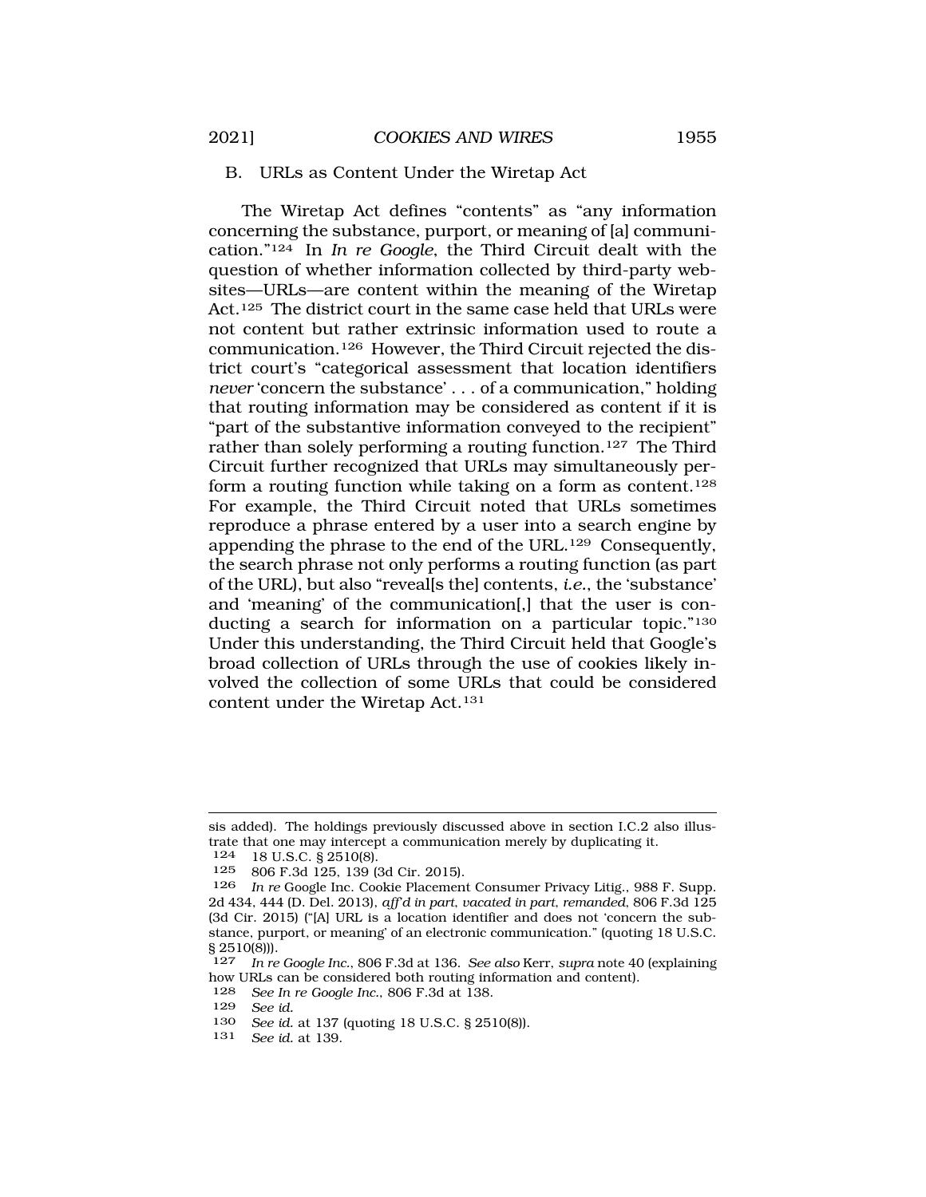### B. URLs as Content Under the Wiretap Act

The Wiretap Act defines "contents" as "any information concerning the substance, purport, or meaning of [a] communication."[124] In *In re Google*, the Third Circuit dealt with the question of whether information collected by third-party websites—URLs—are content within the meaning of the Wiretap Act.[125] The district court in the same case held that URLs were not content but rather extrinsic information used to route a communication.[126] However, the Third Circuit rejected the district court's "categorical assessment that location identifiers *never* 'concern the substance' . . . of a communication," holding that routing information may be considered as content if it is "part of the substantive information conveyed to the recipient" rather than solely performing a routing function.[127] The Third Circuit further recognized that URLs may simultaneously perform a routing function while taking on a form as content.[128] For example, the Third Circuit noted that URLs sometimes reproduce a phrase entered by a user into a search engine by appending the phrase to the end of the URL.[129] Consequently, the search phrase not only performs a routing function (as part of the URL), but also "reveal[s the] contents, *i.e.*, the 'substance' and 'meaning' of the communication[,] that the user is conducting a search for information on a particular topic."[130] Under this understanding, the Third Circuit held that Google's broad collection of URLs through the use of cookies likely involved the collection of some URLs that could be considered content under the Wiretap Act.[131]

---

sis added). The holdings previously discussed above in section I.C.2 also illustrate that one may intercept a communication merely by duplicating it.

124 18 U.S.C. § 2510(8).

125 806 F.3d 125, 139 (3d Cir. 2015).

126 *In re* Google Inc. Cookie Placement Consumer Privacy Litig., 988 F. Supp. 2d 434, 444 (D. Del. 2013), *aff'd in part, vacated in part, remanded*, 806 F.3d 125 (3d Cir. 2015) ("[A] URL is a location identifier and does not 'concern the substance, purport, or meaning' of an electronic communication." (quoting 18 U.S.C. § 2510(8))).

127 *In re Google Inc.*, 806 F.3d at 136. *See also* Kerr, *supra* note 40 (explaining how URLs can be considered both routing information and content).

128 *See In re Google Inc.*, 806 F.3d at 138.

129 *See id.*

130 *See id.* at 137 (quoting 18 U.S.C. § 2510(8)).

131 *See id.* at 139.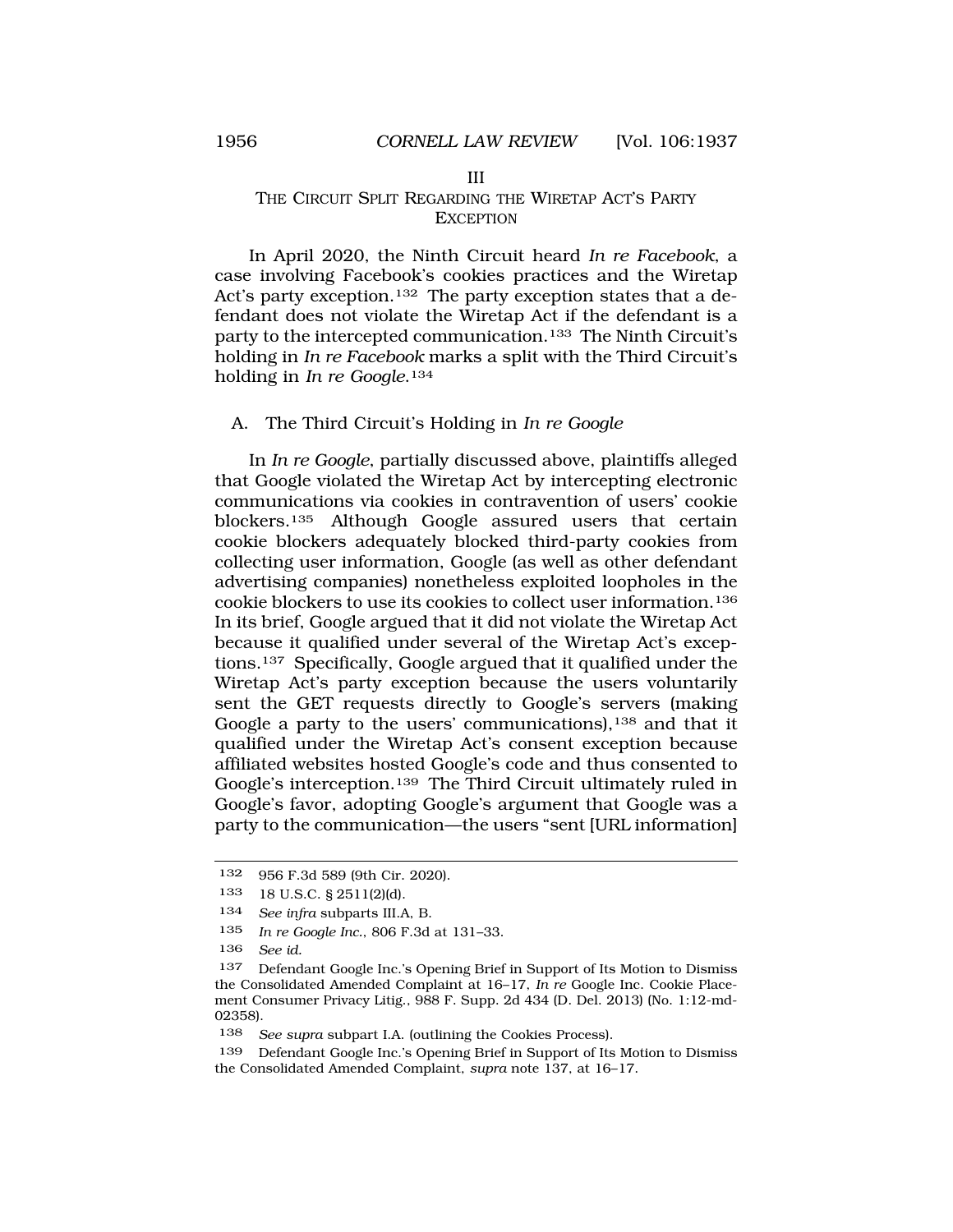## III
## THE CIRCUIT SPLIT REGARDING THE WIRETAP ACT'S PARTY EXCEPTION

In April 2020, the Ninth Circuit heard *In re Facebook*, a case involving Facebook's cookies practices and the Wiretap Act's party exception.[132] The party exception states that a defendant does not violate the Wiretap Act if the defendant is a party to the intercepted communication.[133] The Ninth Circuit's holding in *In re Facebook* marks a split with the Third Circuit's holding in *In re Google*.[134]

### A. The Third Circuit's Holding in *In re Google*

In *In re Google*, partially discussed above, plaintiffs alleged that Google violated the Wiretap Act by intercepting electronic communications via cookies in contravention of users' cookie blockers.[135] Although Google assured users that certain cookie blockers adequately blocked third-party cookies from collecting user information, Google (as well as other defendant advertising companies) nonetheless exploited loopholes in the cookie blockers to use its cookies to collect user information.[136] In its brief, Google argued that it did not violate the Wiretap Act because it qualified under several of the Wiretap Act's exceptions.[137] Specifically, Google argued that it qualified under the Wiretap Act's party exception because the users voluntarily sent the GET requests directly to Google's servers (making Google a party to the users' communications),[138] and that it qualified under the Wiretap Act's consent exception because affiliated websites hosted Google's code and thus consented to Google's interception.[139] The Third Circuit ultimately ruled in Google's favor, adopting Google's argument that Google was a party to the communication—the users "sent [URL information]

---

[132] 956 F.3d 589 (9th Cir. 2020).

[133] 18 U.S.C. § 2511(2)(d).

[134] *See infra* subparts III.A, B.

[135] *In re Google Inc.*, 806 F.3d at 131–33.

[136] *See id.*

[137] Defendant Google Inc.'s Opening Brief in Support of Its Motion to Dismiss the Consolidated Amended Complaint at 16–17, *In re* Google Inc. Cookie Placement Consumer Privacy Litig., 988 F. Supp. 2d 434 (D. Del. 2013) (No. 1:12-md-02358).

[138] *See supra* subpart I.A. (outlining the Cookies Process).

[139] Defendant Google Inc.'s Opening Brief in Support of Its Motion to Dismiss the Consolidated Amended Complaint, *supra* note 137, at 16–17.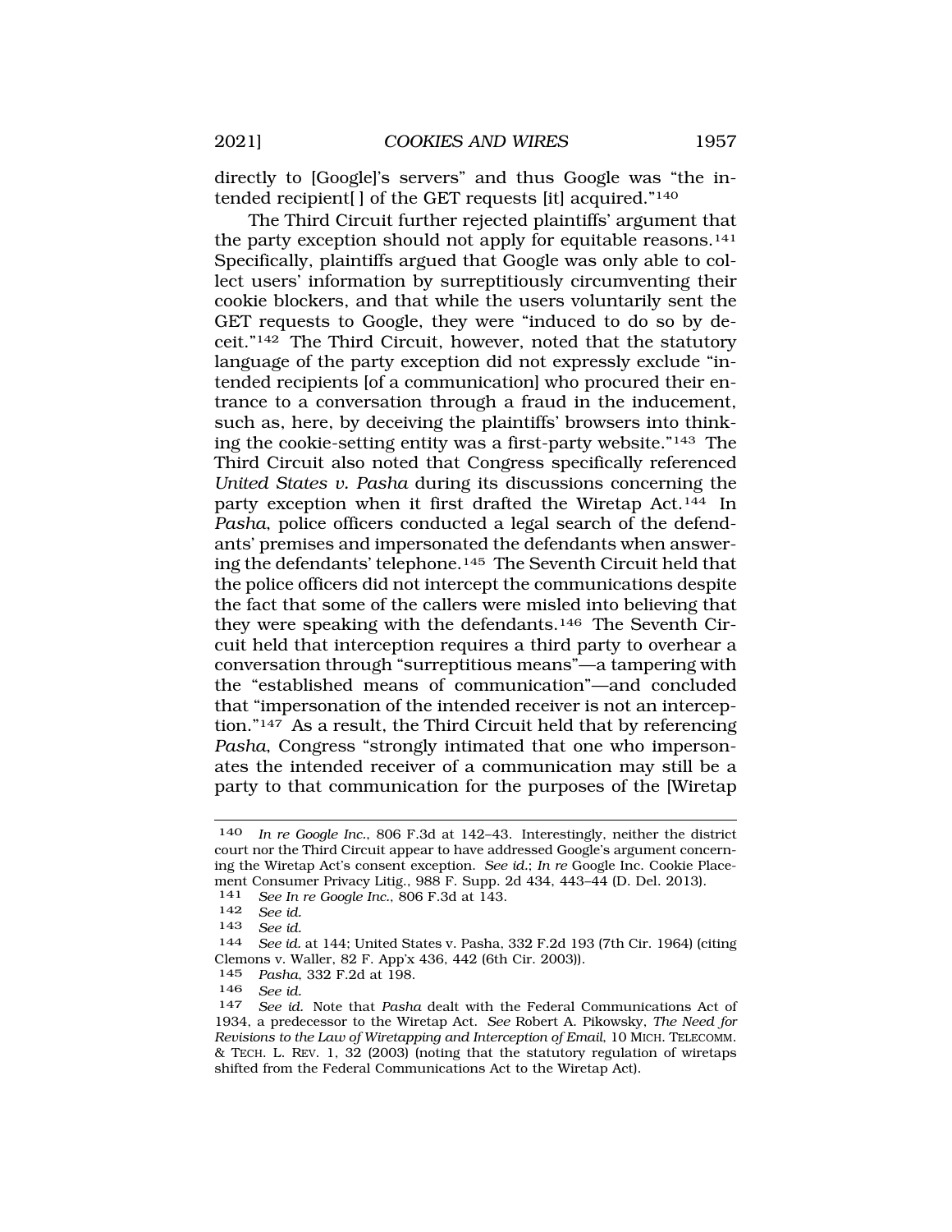directly to [Google]'s servers" and thus Google was "the intended recipient[ ] of the GET requests [it] acquired."[140]

The Third Circuit further rejected plaintiffs' argument that the party exception should not apply for equitable reasons.[141] Specifically, plaintiffs argued that Google was only able to collect users' information by surreptitiously circumventing their cookie blockers, and that while the users voluntarily sent the GET requests to Google, they were "induced to do so by deceit."[142] The Third Circuit, however, noted that the statutory language of the party exception did not expressly exclude "intended recipients [of a communication] who procured their entrance to a conversation through a fraud in the inducement, such as, here, by deceiving the plaintiffs' browsers into thinking the cookie-setting entity was a first-party website."[143] The Third Circuit also noted that Congress specifically referenced *United States v. Pasha* during its discussions concerning the party exception when it first drafted the Wiretap Act.[144] In *Pasha*, police officers conducted a legal search of the defendants' premises and impersonated the defendants when answering the defendants' telephone.[145] The Seventh Circuit held that the police officers did not intercept the communications despite the fact that some of the callers were misled into believing that they were speaking with the defendants.[146] The Seventh Circuit held that interception requires a third party to overhear a conversation through "surreptitious means"—a tampering with the "established means of communication"—and concluded that "impersonation of the intended receiver is not an interception."[147] As a result, the Third Circuit held that by referencing *Pasha*, Congress "strongly intimated that one who impersonates the intended receiver of a communication may still be a party to that communication for the purposes of the [Wiretap

---

140 *In re Google Inc.*, 806 F.3d at 142–43. Interestingly, neither the district court nor the Third Circuit appear to have addressed Google's argument concerning the Wiretap Act's consent exception. *See id.*; *In re* Google Inc. Cookie Placement Consumer Privacy Litig., 988 F. Supp. 2d 434, 443–44 (D. Del. 2013).

141 *See In re Google Inc.*, 806 F.3d at 143.

142 *See id.*

143 *See id.*

144 *See id.* at 144; United States v. Pasha, 332 F.2d 193 (7th Cir. 1964) (citing Clemons v. Waller, 82 F. App'x 436, 442 (6th Cir. 2003)).

145 *Pasha*, 332 F.2d at 198.

146 *See id.*

147 *See id.* Note that *Pasha* dealt with the Federal Communications Act of 1934, a predecessor to the Wiretap Act. *See* Robert A. Pikowsky, *The Need for Revisions to the Law of Wiretapping and Interception of Email*, 10 MICH. TELECOMM. & TECH. L. REV. 1, 32 (2003) (noting that the statutory regulation of wiretaps shifted from the Federal Communications Act to the Wiretap Act).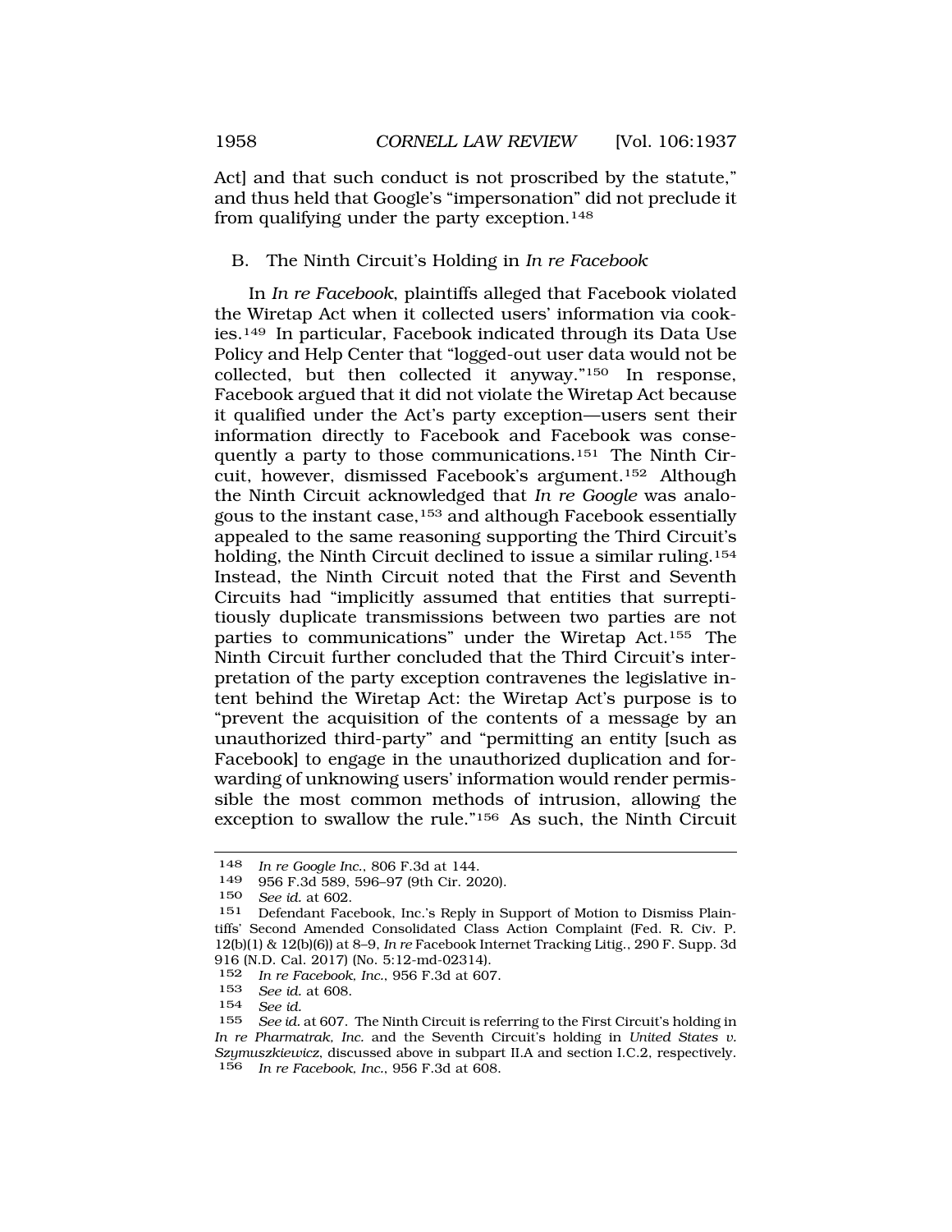Act] and that such conduct is not proscribed by the statute," and thus held that Google's "impersonation" did not preclude it from qualifying under the party exception.[148]

## B. The Ninth Circuit's Holding in *In re Facebook*

In *In re Facebook*, plaintiffs alleged that Facebook violated the Wiretap Act when it collected users' information via cookies.[149] In particular, Facebook indicated through its Data Use Policy and Help Center that "logged-out user data would not be collected, but then collected it anyway."[150] In response, Facebook argued that it did not violate the Wiretap Act because it qualified under the Act's party exception—users sent their information directly to Facebook and Facebook was consequently a party to those communications.[151] The Ninth Circuit, however, dismissed Facebook's argument.[152] Although the Ninth Circuit acknowledged that *In re Google* was analogous to the instant case,[153] and although Facebook essentially appealed to the same reasoning supporting the Third Circuit's holding, the Ninth Circuit declined to issue a similar ruling.[154] Instead, the Ninth Circuit noted that the First and Seventh Circuits had "implicitly assumed that entities that surreptitiously duplicate transmissions between two parties are not parties to communications" under the Wiretap Act.[155] The Ninth Circuit further concluded that the Third Circuit's interpretation of the party exception contravenes the legislative intent behind the Wiretap Act: the Wiretap Act's purpose is to "prevent the acquisition of the contents of a message by an unauthorized third-party" and "permitting an entity [such as Facebook] to engage in the unauthorized duplication and forwarding of unknowing users' information would render permissible the most common methods of intrusion, allowing the exception to swallow the rule."[156] As such, the Ninth Circuit

---

148 *In re Google Inc.*, 806 F.3d at 144.

149 956 F.3d 589, 596–97 (9th Cir. 2020).

150 *See id.* at 602.

151 Defendant Facebook, Inc.'s Reply in Support of Motion to Dismiss Plaintiffs' Second Amended Consolidated Class Action Complaint (Fed. R. Civ. P. 12(b)(1) & 12(b)(6)) at 8–9, *In re* Facebook Internet Tracking Litig., 290 F. Supp. 3d 916 (N.D. Cal. 2017) (No. 5:12-md-02314).

152 *In re Facebook, Inc.*, 956 F.3d at 607.

153 *See id.* at 608.

154 *See id.*

155 *See id.* at 607. The Ninth Circuit is referring to the First Circuit's holding in *In re Pharmatrak, Inc.* and the Seventh Circuit's holding in *United States v. Szymuszkiewicz*, discussed above in subpart II.A and section I.C.2, respectively.

156 *In re Facebook, Inc.*, 956 F.3d at 608.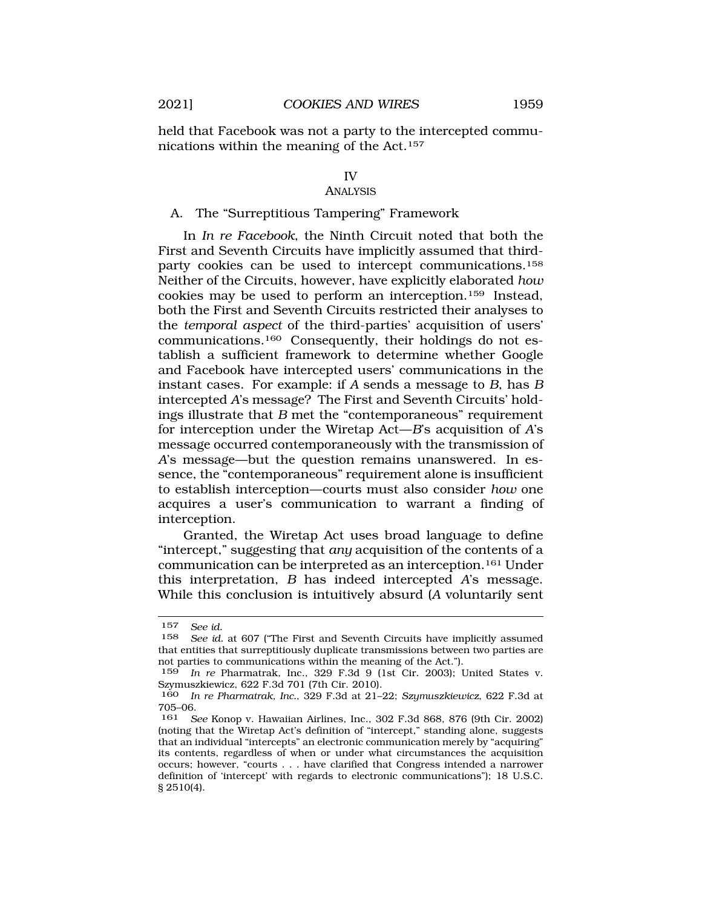held that Facebook was not a party to the intercepted communications within the meaning of the Act.[157]

## IV
## ANALYSIS

### A. The "Surreptitious Tampering" Framework

In *In re Facebook*, the Ninth Circuit noted that both the First and Seventh Circuits have implicitly assumed that third-party cookies can be used to intercept communications.[158] Neither of the Circuits, however, have explicitly elaborated *how* cookies may be used to perform an interception.[159] Instead, both the First and Seventh Circuits restricted their analyses to the *temporal aspect* of the third-parties' acquisition of users' communications.[160] Consequently, their holdings do not establish a sufficient framework to determine whether Google and Facebook have intercepted users' communications in the instant cases. For example: if *A* sends a message to *B*, has *B* intercepted *A*'s message? The First and Seventh Circuits' holdings illustrate that *B* met the "contemporaneous" requirement for interception under the Wiretap Act—*B*'s acquisition of *A*'s message occurred contemporaneously with the transmission of *A*'s message—but the question remains unanswered. In essence, the "contemporaneous" requirement alone is insufficient to establish interception—courts must also consider *how* one acquires a user's communication to warrant a finding of interception.

Granted, the Wiretap Act uses broad language to define "intercept," suggesting that *any* acquisition of the contents of a communication can be interpreted as an interception.[161] Under this interpretation, *B* has indeed intercepted *A*'s message. While this conclusion is intuitively absurd (*A* voluntarily sent

---

[157] *See id.*

[158] *See id.* at 607 ("The First and Seventh Circuits have implicitly assumed that entities that surreptitiously duplicate transmissions between two parties are not parties to communications within the meaning of the Act.").

[159] *In re* Pharmatrak, Inc., 329 F.3d 9 (1st Cir. 2003); United States v. Szymuszkiewicz, 622 F.3d 701 (7th Cir. 2010).

[160] *In re Pharmatrak, Inc.*, 329 F.3d at 21–22; *Szymuszkiewicz*, 622 F.3d at 705–06.

[161] *See* Konop v. Hawaiian Airlines, Inc., 302 F.3d 868, 876 (9th Cir. 2002) (noting that the Wiretap Act's definition of "intercept," standing alone, suggests that an individual "intercepts" an electronic communication merely by "acquiring" its contents, regardless of when or under what circumstances the acquisition occurs; however, "courts . . . have clarified that Congress intended a narrower definition of 'intercept' with regards to electronic communications"); 18 U.S.C. § 2510(4).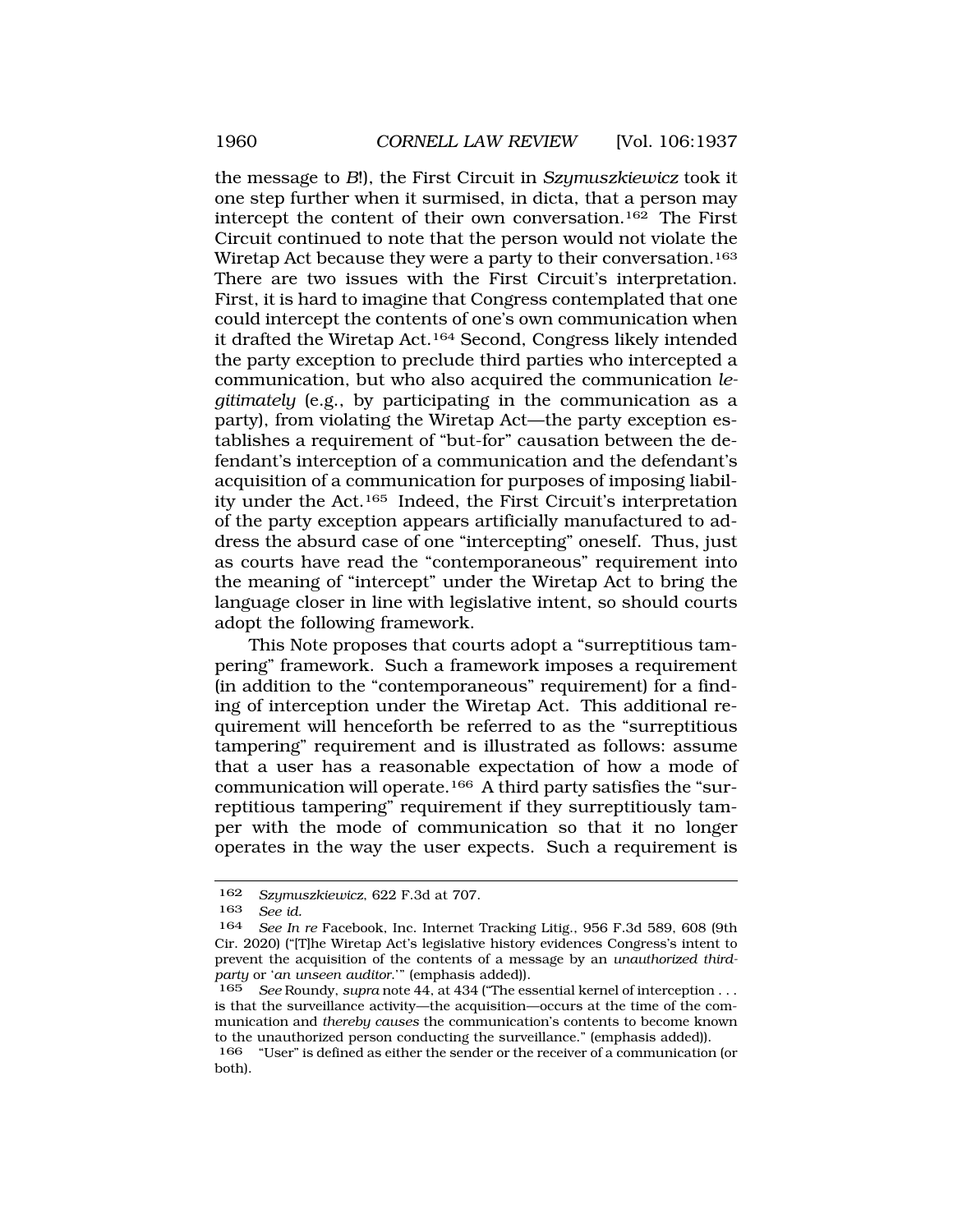the message to *B*!), the First Circuit in *Szymuszkiewicz* took it one step further when it surmised, in dicta, that a person may intercept the content of their own conversation.[162] The First Circuit continued to note that the person would not violate the Wiretap Act because they were a party to their conversation.[163] There are two issues with the First Circuit's interpretation. First, it is hard to imagine that Congress contemplated that one could intercept the contents of one's own communication when it drafted the Wiretap Act.[164] Second, Congress likely intended the party exception to preclude third parties who intercepted a communication, but who also acquired the communication *legitimately* (e.g., by participating in the communication as a party), from violating the Wiretap Act—the party exception establishes a requirement of "but-for" causation between the defendant's interception of a communication and the defendant's acquisition of a communication for purposes of imposing liability under the Act.[165] Indeed, the First Circuit's interpretation of the party exception appears artificially manufactured to address the absurd case of one "intercepting" oneself. Thus, just as courts have read the "contemporaneous" requirement into the meaning of "intercept" under the Wiretap Act to bring the language closer in line with legislative intent, so should courts adopt the following framework.

This Note proposes that courts adopt a "surreptitious tampering" framework. Such a framework imposes a requirement (in addition to the "contemporaneous" requirement) for a finding of interception under the Wiretap Act. This additional requirement will henceforth be referred to as the "surreptitious tampering" requirement and is illustrated as follows: assume that a user has a reasonable expectation of how a mode of communication will operate.[166] A third party satisfies the "surreptitious tampering" requirement if they surreptitiously tamper with the mode of communication so that it no longer operates in the way the user expects. Such a requirement is

---

162 *Szymuszkiewicz*, 622 F.3d at 707.

163 *See id.*

164 *See In re* Facebook, Inc. Internet Tracking Litig., 956 F.3d 589, 608 (9th Cir. 2020) ("[T]he Wiretap Act's legislative history evidences Congress's intent to prevent the acquisition of the contents of a message by an *unauthorized third-party* or '*an unseen auditor*.'" (emphasis added)).

165 *See* Roundy, *supra* note 44, at 434 ("The essential kernel of interception . . . is that the surveillance activity—the acquisition—occurs at the time of the communication and *thereby causes* the communication's contents to become known to the unauthorized person conducting the surveillance." (emphasis added)).

166 "User" is defined as either the sender or the receiver of a communication (or both).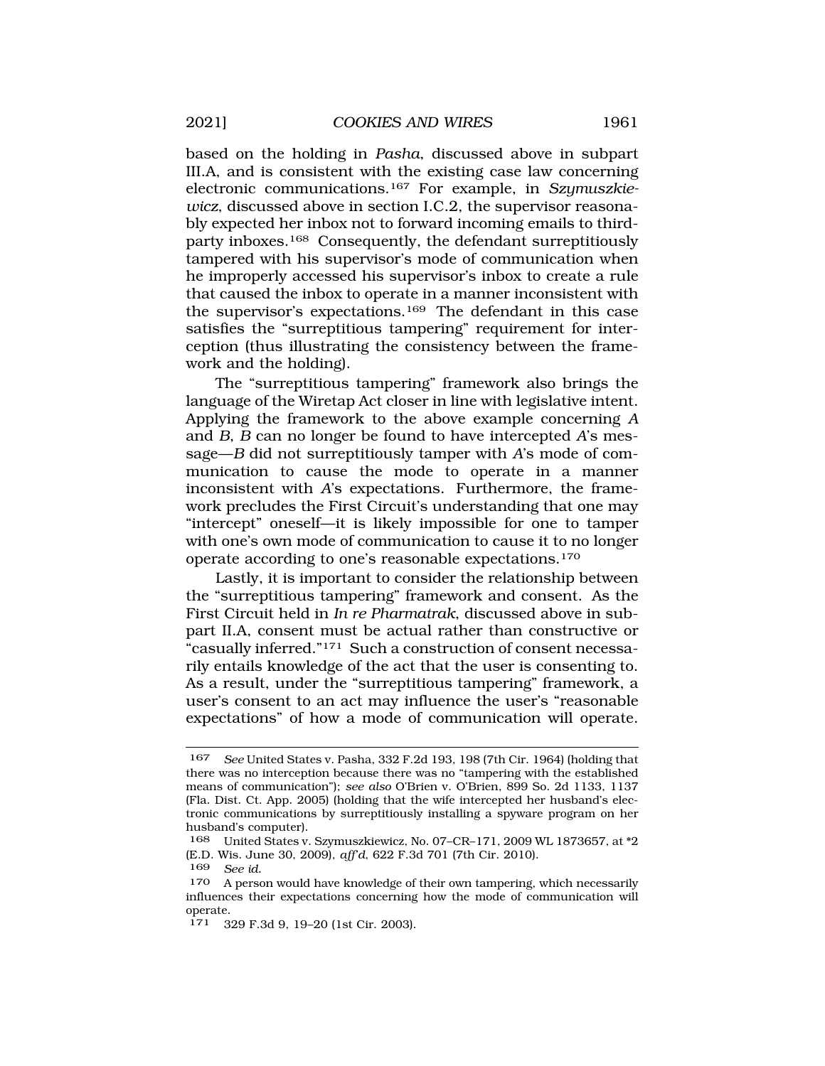based on the holding in *Pasha*, discussed above in subpart III.A, and is consistent with the existing case law concerning electronic communications.[167] For example, in *Szymuszkiewicz*, discussed above in section I.C.2, the supervisor reasonably expected her inbox not to forward incoming emails to third-party inboxes.[168] Consequently, the defendant surreptitiously tampered with his supervisor's mode of communication when he improperly accessed his supervisor's inbox to create a rule that caused the inbox to operate in a manner inconsistent with the supervisor's expectations.[169] The defendant in this case satisfies the "surreptitious tampering" requirement for interception (thus illustrating the consistency between the framework and the holding).

The "surreptitious tampering" framework also brings the language of the Wiretap Act closer in line with legislative intent. Applying the framework to the above example concerning *A* and *B*, *B* can no longer be found to have intercepted *A*'s message—*B* did not surreptitiously tamper with *A*'s mode of communication to cause the mode to operate in a manner inconsistent with *A*'s expectations. Furthermore, the framework precludes the First Circuit's understanding that one may "intercept" oneself—it is likely impossible for one to tamper with one's own mode of communication to cause it to no longer operate according to one's reasonable expectations.[170]

Lastly, it is important to consider the relationship between the "surreptitious tampering" framework and consent. As the First Circuit held in *In re Pharmatrak*, discussed above in subpart II.A, consent must be actual rather than constructive or "casually inferred."[171] Such a construction of consent necessarily entails knowledge of the act that the user is consenting to. As a result, under the "surreptitious tampering" framework, a user's consent to an act may influence the user's "reasonable expectations" of how a mode of communication will operate.

---

167 *See* United States v. Pasha, 332 F.2d 193, 198 (7th Cir. 1964) (holding that there was no interception because there was no "tampering with the established means of communication"); *see also* O'Brien v. O'Brien, 899 So. 2d 1133, 1137 (Fla. Dist. Ct. App. 2005) (holding that the wife intercepted her husband's electronic communications by surreptitiously installing a spyware program on her husband's computer).

168 United States v. Szymuszkiewicz, No. 07–CR–171, 2009 WL 1873657, at *2 (E.D. Wis. June 30, 2009), *aff'd*, 622 F.3d 701 (7th Cir. 2010).

169 *See id.*

170 A person would have knowledge of their own tampering, which necessarily influences their expectations concerning how the mode of communication will operate.

171 329 F.3d 9, 19–20 (1st Cir. 2003).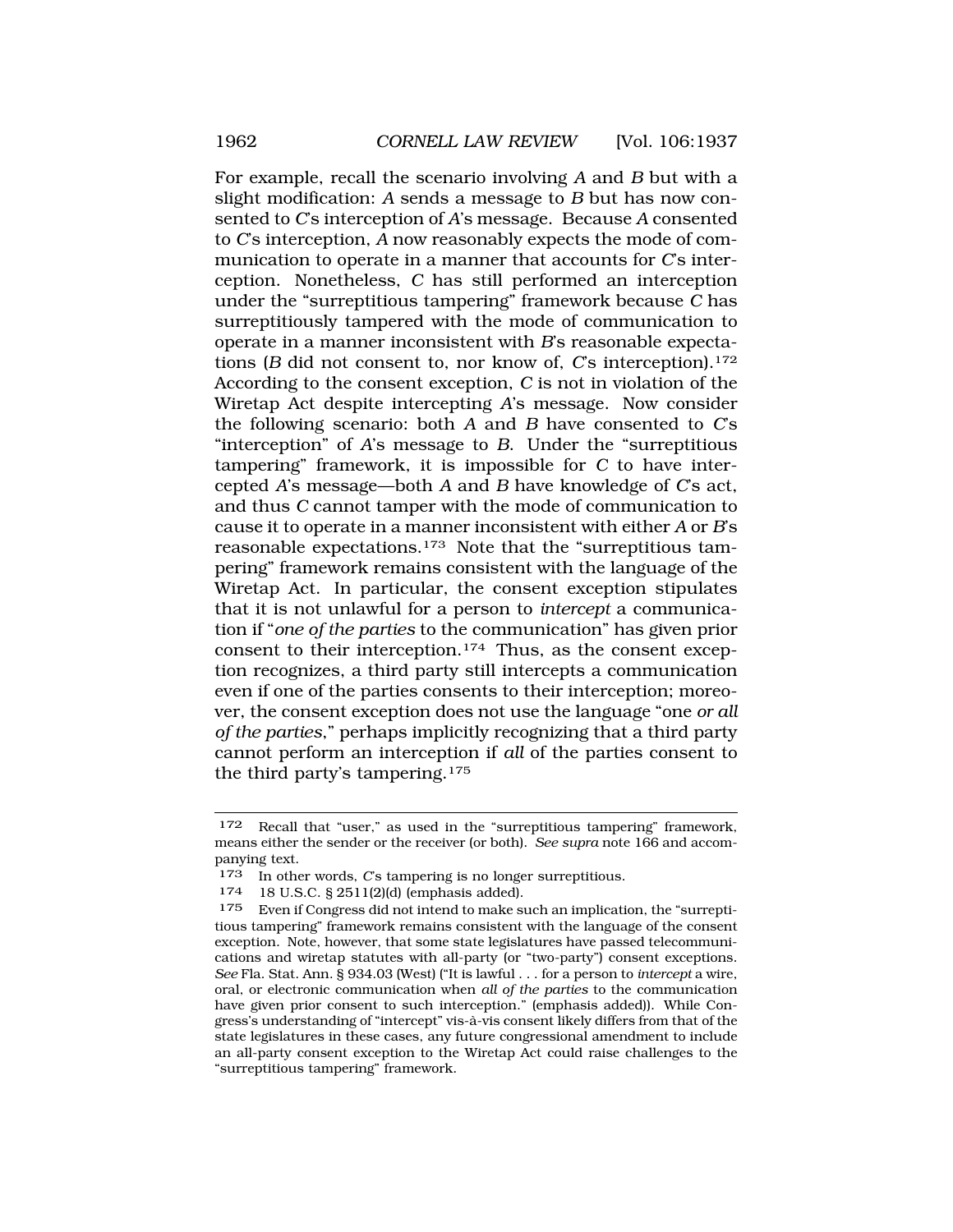For example, recall the scenario involving *A* and *B* but with a slight modification: *A* sends a message to *B* but has now consented to *C*'s interception of *A*'s message. Because *A* consented to *C*'s interception, *A* now reasonably expects the mode of communication to operate in a manner that accounts for *C*'s interception. Nonetheless, *C* has still performed an interception under the "surreptitious tampering" framework because *C* has surreptitiously tampered with the mode of communication to operate in a manner inconsistent with *B*'s reasonable expectations (*B* did not consent to, nor know of, *C*'s interception).[172] According to the consent exception, *C* is not in violation of the Wiretap Act despite intercepting *A*'s message. Now consider the following scenario: both *A* and *B* have consented to *C*'s "interception" of *A*'s message to *B*. Under the "surreptitious tampering" framework, it is impossible for *C* to have intercepted *A*'s message—both *A* and *B* have knowledge of *C*'s act, and thus *C* cannot tamper with the mode of communication to cause it to operate in a manner inconsistent with either *A* or *B*'s reasonable expectations.[173] Note that the "surreptitious tampering" framework remains consistent with the language of the Wiretap Act. In particular, the consent exception stipulates that it is not unlawful for a person to *intercept* a communication if "*one of the parties* to the communication" has given prior consent to their interception.[174] Thus, as the consent exception recognizes, a third party still intercepts a communication even if one of the parties consents to their interception; moreover, the consent exception does not use the language "one *or all of the parties*," perhaps implicitly recognizing that a third party cannot perform an interception if *all* of the parties consent to the third party's tampering.[175]

---

172 Recall that "user," as used in the "surreptitious tampering" framework, means either the sender or the receiver (or both). *See supra* note 166 and accompanying text.

173 In other words, *C*'s tampering is no longer surreptitious.

174 18 U.S.C. § 2511(2)(d) (emphasis added).

175 Even if Congress did not intend to make such an implication, the "surreptitious tampering" framework remains consistent with the language of the consent exception. Note, however, that some state legislatures have passed telecommunications and wiretap statutes with all-party (or "two-party") consent exceptions. *See* Fla. Stat. Ann. § 934.03 (West) ("It is lawful . . . for a person to *intercept* a wire, oral, or electronic communication when *all of the parties* to the communication have given prior consent to such interception." (emphasis added)). While Congress's understanding of "intercept" vis-à-vis consent likely differs from that of the state legislatures in these cases, any future congressional amendment to include an all-party consent exception to the Wiretap Act could raise challenges to the "surreptitious tampering" framework.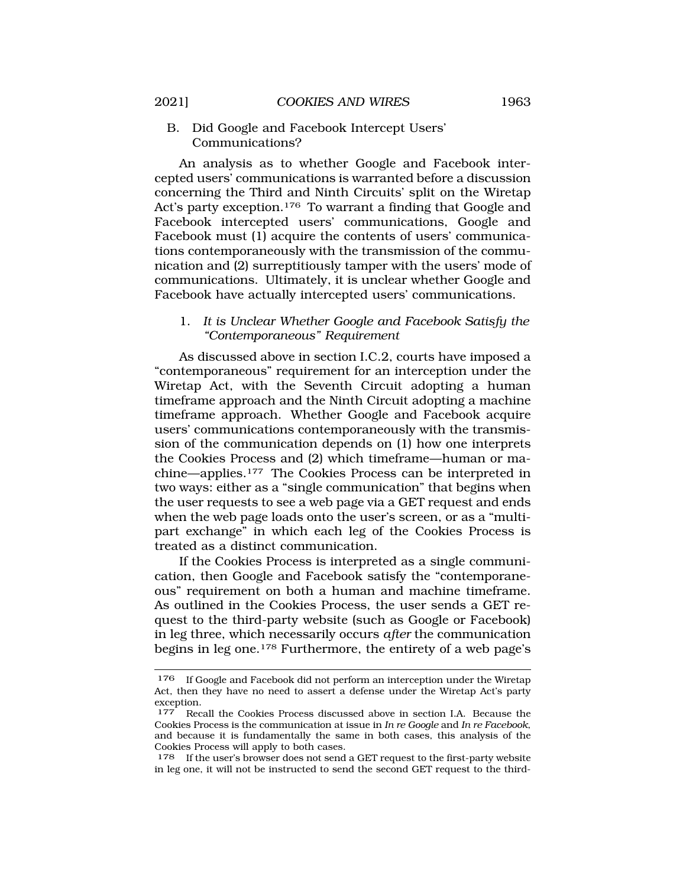### B. Did Google and Facebook Intercept Users' Communications?

An analysis as to whether Google and Facebook intercepted users' communications is warranted before a discussion concerning the Third and Ninth Circuits' split on the Wiretap Act's party exception.[176] To warrant a finding that Google and Facebook intercepted users' communications, Google and Facebook must (1) acquire the contents of users' communications contemporaneously with the transmission of the communication and (2) surreptitiously tamper with the users' mode of communications. Ultimately, it is unclear whether Google and Facebook have actually intercepted users' communications.

#### 1. *It is Unclear Whether Google and Facebook Satisfy the "Contemporaneous" Requirement*

As discussed above in section I.C.2, courts have imposed a "contemporaneous" requirement for an interception under the Wiretap Act, with the Seventh Circuit adopting a human timeframe approach and the Ninth Circuit adopting a machine timeframe approach. Whether Google and Facebook acquire users' communications contemporaneously with the transmission of the communication depends on (1) how one interprets the Cookies Process and (2) which timeframe—human or machine—applies.[177] The Cookies Process can be interpreted in two ways: either as a "single communication" that begins when the user requests to see a web page via a GET request and ends when the web page loads onto the user's screen, or as a "multi-part exchange" in which each leg of the Cookies Process is treated as a distinct communication.

If the Cookies Process is interpreted as a single communication, then Google and Facebook satisfy the "contemporaneous" requirement on both a human and machine timeframe. As outlined in the Cookies Process, the user sends a GET request to the third-party website (such as Google or Facebook) in leg three, which necessarily occurs *after* the communication begins in leg one.[178] Furthermore, the entirety of a web page's

---

[176] If Google and Facebook did not perform an interception under the Wiretap Act, then they have no need to assert a defense under the Wiretap Act's party exception.

[177] Recall the Cookies Process discussed above in section I.A. Because the Cookies Process is the communication at issue in *In re Google* and *In re Facebook*, and because it is fundamentally the same in both cases, this analysis of the Cookies Process will apply to both cases.

[178] If the user's browser does not send a GET request to the first-party website in leg one, it will not be instructed to send the second GET request to the third-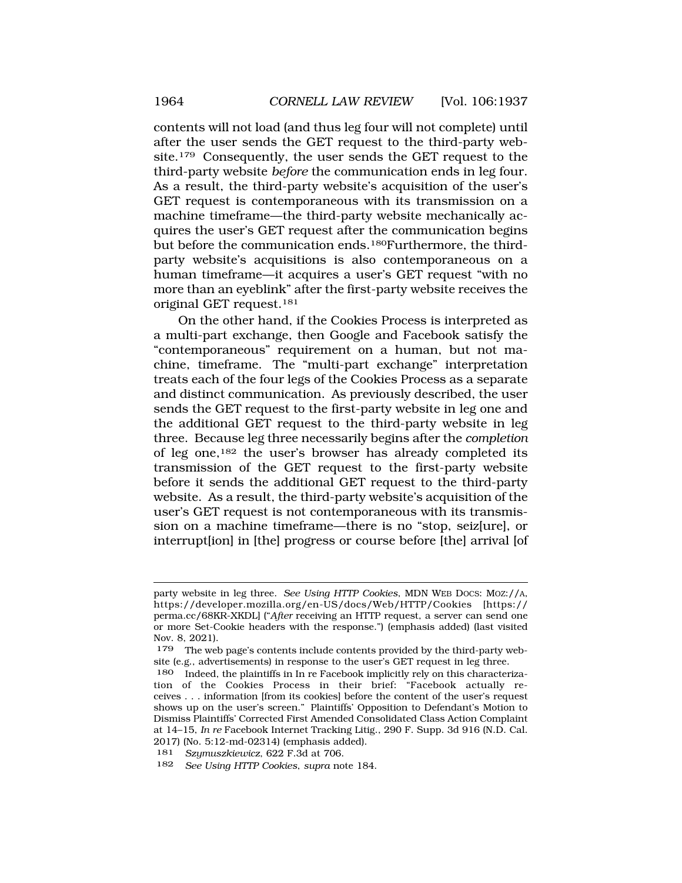contents will not load (and thus leg four will not complete) until after the user sends the GET request to the third-party website.[179] Consequently, the user sends the GET request to the third-party website *before* the communication ends in leg four. As a result, the third-party website's acquisition of the user's GET request is contemporaneous with its transmission on a machine timeframe—the third-party website mechanically acquires the user's GET request after the communication begins but before the communication ends.[180]Furthermore, the third-party website's acquisitions is also contemporaneous on a human timeframe—it acquires a user's GET request "with no more than an eyeblink" after the first-party website receives the original GET request.[181]

On the other hand, if the Cookies Process is interpreted as a multi-part exchange, then Google and Facebook satisfy the "contemporaneous" requirement on a human, but not machine, timeframe. The "multi-part exchange" interpretation treats each of the four legs of the Cookies Process as a separate and distinct communication. As previously described, the user sends the GET request to the first-party website in leg one and the additional GET request to the third-party website in leg three. Because leg three necessarily begins after the *completion* of leg one,[182] the user's browser has already completed its transmission of the GET request to the first-party website before it sends the additional GET request to the third-party website. As a result, the third-party website's acquisition of the user's GET request is not contemporaneous with its transmission on a machine timeframe—there is no "stop, seiz[ure], or interrupt[ion] in [the] progress or course before [the] arrival [of

---

party website in leg three. *See Using HTTP Cookies*, MDN WEB DOCS: MOZ://A, https://developer.mozilla.org/en-US/docs/Web/HTTP/Cookies [https://perma.cc/68KR-XKDL] ("*After* receiving an HTTP request, a server can send one or more Set-Cookie headers with the response.") (emphasis added) (last visited Nov. 8, 2021).

179 The web page's contents include contents provided by the third-party website (e.g., advertisements) in response to the user's GET request in leg three.

180 Indeed, the plaintiffs in In re Facebook implicitly rely on this characterization of the Cookies Process in their brief: "Facebook actually receives . . . information [from its cookies] before the content of the user's request shows up on the user's screen." Plaintiffs' Opposition to Defendant's Motion to Dismiss Plaintiffs' Corrected First Amended Consolidated Class Action Complaint at 14–15, *In re* Facebook Internet Tracking Litig., 290 F. Supp. 3d 916 (N.D. Cal. 2017) (No. 5:12-md-02314) (emphasis added).

181 *Szymuszkiewicz*, 622 F.3d at 706.

182 *See Using HTTP Cookies*, *supra* note 184.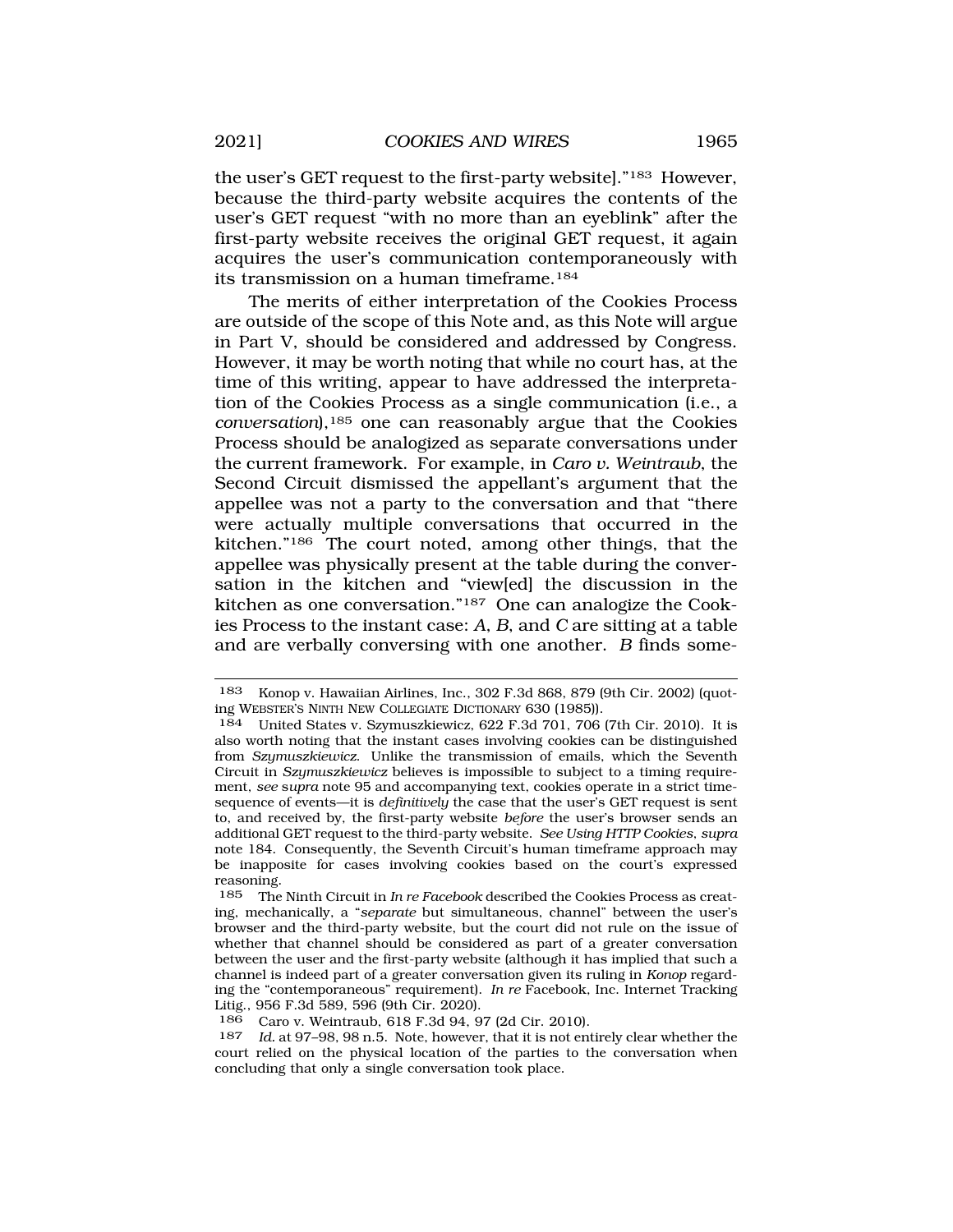the user's GET request to the first-party website]."[183] However, because the third-party website acquires the contents of the user's GET request "with no more than an eyeblink" after the first-party website receives the original GET request, it again acquires the user's communication contemporaneously with its transmission on a human timeframe.[184]

The merits of either interpretation of the Cookies Process are outside of the scope of this Note and, as this Note will argue in Part V, should be considered and addressed by Congress. However, it may be worth noting that while no court has, at the time of this writing, appear to have addressed the interpretation of the Cookies Process as a single communication (i.e., a *conversation*),[185] one can reasonably argue that the Cookies Process should be analogized as separate conversations under the current framework. For example, in *Caro v. Weintraub*, the Second Circuit dismissed the appellant's argument that the appellee was not a party to the conversation and that "there were actually multiple conversations that occurred in the kitchen."[186] The court noted, among other things, that the appellee was physically present at the table during the conversation in the kitchen and "view[ed] the discussion in the kitchen as one conversation."[187] One can analogize the Cookies Process to the instant case: *A*, *B*, and *C* are sitting at a table and are verbally conversing with one another. *B* finds some-

---

183 Konop v. Hawaiian Airlines, Inc., 302 F.3d 868, 879 (9th Cir. 2002) (quoting WEBSTER'S NINTH NEW COLLEGIATE DICTIONARY 630 (1985)).

184 United States v. Szymuszkiewicz, 622 F.3d 701, 706 (7th Cir. 2010). It is also worth noting that the instant cases involving cookies can be distinguished from *Szymuszkiewicz*. Unlike the transmission of emails, which the Seventh Circuit in *Szymuszkiewicz* believes is impossible to subject to a timing requirement, *see supra* note 95 and accompanying text, cookies operate in a strict time-sequence of events—it is *definitively* the case that the user's GET request is sent to, and received by, the first-party website *before* the user's browser sends an additional GET request to the third-party website. *See Using HTTP Cookies*, *supra* note 184. Consequently, the Seventh Circuit's human timeframe approach may be inapposite for cases involving cookies based on the court's expressed reasoning.

185 The Ninth Circuit in *In re Facebook* described the Cookies Process as creating, mechanically, a "*separate* but simultaneous, channel" between the user's browser and the third-party website, but the court did not rule on the issue of whether that channel should be considered as part of a greater conversation between the user and the first-party website (although it has implied that such a channel is indeed part of a greater conversation given its ruling in *Konop* regarding the "contemporaneous" requirement). *In re* Facebook, Inc. Internet Tracking Litig., 956 F.3d 589, 596 (9th Cir. 2020).

186 Caro v. Weintraub, 618 F.3d 94, 97 (2d Cir. 2010).

187 *Id.* at 97–98, 98 n.5. Note, however, that it is not entirely clear whether the court relied on the physical location of the parties to the conversation when concluding that only a single conversation took place.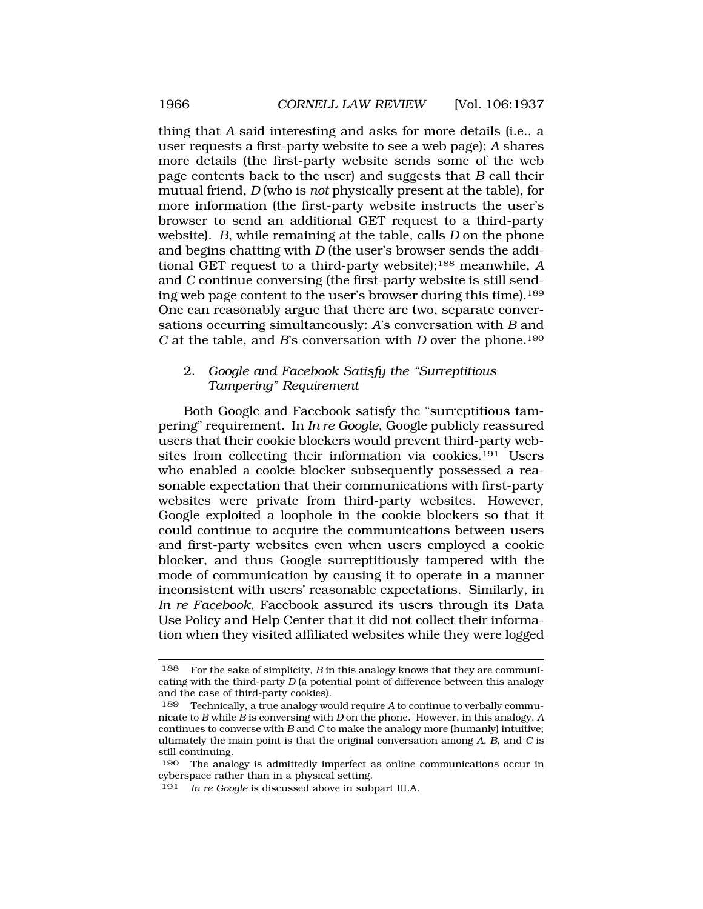thing that *A* said interesting and asks for more details (i.e., a user requests a first-party website to see a web page); *A* shares more details (the first-party website sends some of the web page contents back to the user) and suggests that *B* call their mutual friend, *D* (who is *not* physically present at the table), for more information (the first-party website instructs the user's browser to send an additional GET request to a third-party website). *B*, while remaining at the table, calls *D* on the phone and begins chatting with *D* (the user's browser sends the additional GET request to a third-party website);[188] meanwhile, *A* and *C* continue conversing (the first-party website is still sending web page content to the user's browser during this time).[189] One can reasonably argue that there are two, separate conversations occurring simultaneously: *A*'s conversation with *B* and *C* at the table, and *B*'s conversation with *D* over the phone.[190]

### 2. *Google and Facebook Satisfy the "Surreptitious Tampering" Requirement*

Both Google and Facebook satisfy the "surreptitious tampering" requirement. In *In re Google*, Google publicly reassured users that their cookie blockers would prevent third-party websites from collecting their information via cookies.[191] Users who enabled a cookie blocker subsequently possessed a reasonable expectation that their communications with first-party websites were private from third-party websites. However, Google exploited a loophole in the cookie blockers so that it could continue to acquire the communications between users and first-party websites even when users employed a cookie blocker, and thus Google surreptitiously tampered with the mode of communication by causing it to operate in a manner inconsistent with users' reasonable expectations. Similarly, in *In re Facebook*, Facebook assured its users through its Data Use Policy and Help Center that it did not collect their information when they visited affiliated websites while they were logged

---

188 For the sake of simplicity, *B* in this analogy knows that they are communicating with the third-party *D* (a potential point of difference between this analogy and the case of third-party cookies).

189 Technically, a true analogy would require *A* to continue to verbally communicate to *B* while *B* is conversing with *D* on the phone. However, in this analogy, *A* continues to converse with *B* and *C* to make the analogy more (humanly) intuitive; ultimately the main point is that the original conversation among *A*, *B*, and *C* is still continuing.

190 The analogy is admittedly imperfect as online communications occur in cyberspace rather than in a physical setting.

191 *In re Google* is discussed above in subpart III.A.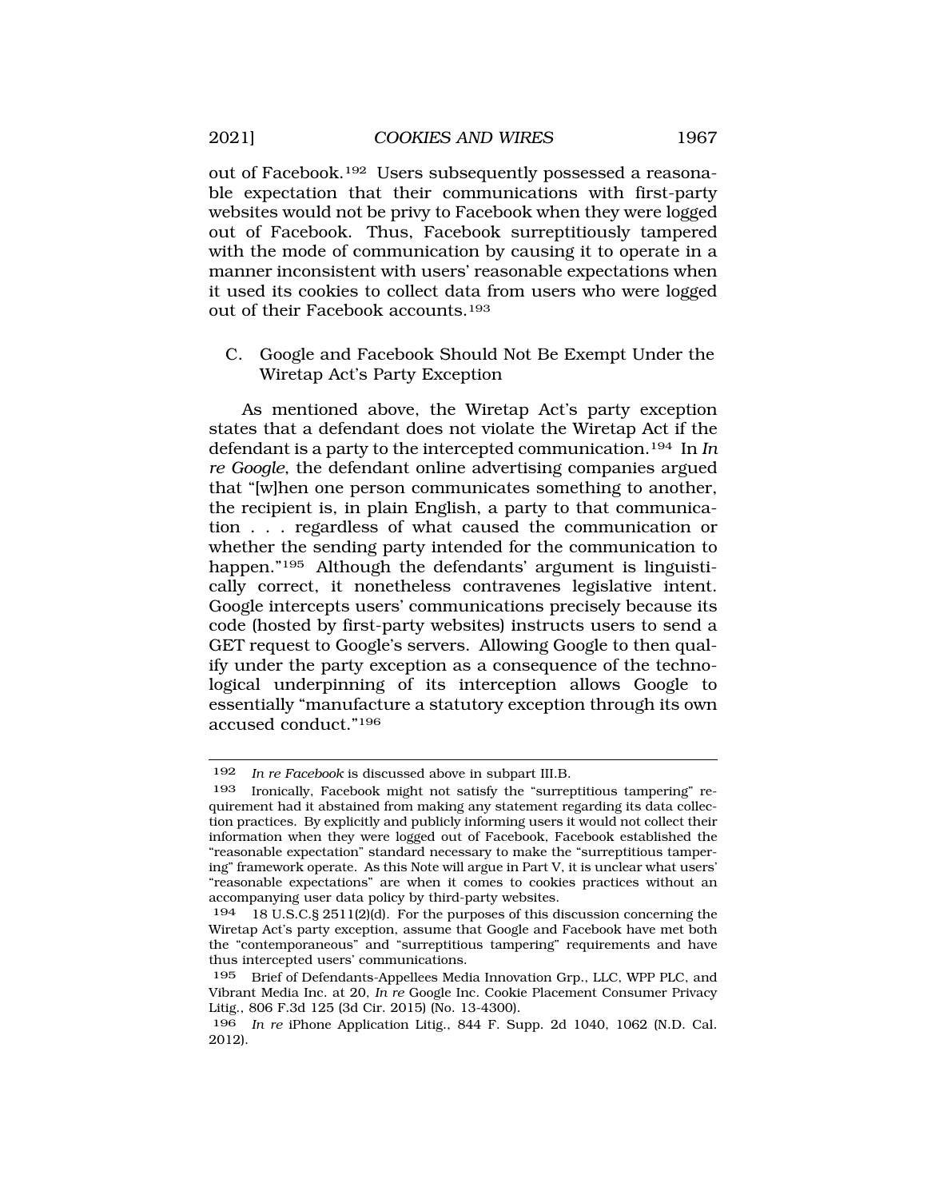out of Facebook.[192] Users subsequently possessed a reasonable expectation that their communications with first-party websites would not be privy to Facebook when they were logged out of Facebook. Thus, Facebook surreptitiously tampered with the mode of communication by causing it to operate in a manner inconsistent with users' reasonable expectations when it used its cookies to collect data from users who were logged out of their Facebook accounts.[193]

### C. Google and Facebook Should Not Be Exempt Under the Wiretap Act's Party Exception

As mentioned above, the Wiretap Act's party exception states that a defendant does not violate the Wiretap Act if the defendant is a party to the intercepted communication.[194] In *In re Google*, the defendant online advertising companies argued that "[w]hen one person communicates something to another, the recipient is, in plain English, a party to that communication . . . regardless of what caused the communication or whether the sending party intended for the communication to happen."[195] Although the defendants' argument is linguistically correct, it nonetheless contravenes legislative intent. Google intercepts users' communications precisely because its code (hosted by first-party websites) instructs users to send a GET request to Google's servers. Allowing Google to then qualify under the party exception as a consequence of the technological underpinning of its interception allows Google to essentially "manufacture a statutory exception through its own accused conduct."[196]

---

192 *In re Facebook* is discussed above in subpart III.B.

193 Ironically, Facebook might not satisfy the "surreptitious tampering" requirement had it abstained from making any statement regarding its data collection practices. By explicitly and publicly informing users it would not collect their information when they were logged out of Facebook, Facebook established the "reasonable expectation" standard necessary to make the "surreptitious tampering" framework operate. As this Note will argue in Part V, it is unclear what users' "reasonable expectations" are when it comes to cookies practices without an accompanying user data policy by third-party websites.

194 18 U.S.C.§ 2511(2)(d). For the purposes of this discussion concerning the Wiretap Act's party exception, assume that Google and Facebook have met both the "contemporaneous" and "surreptitious tampering" requirements and have thus intercepted users' communications.

195 Brief of Defendants-Appellees Media Innovation Grp., LLC, WPP PLC, and Vibrant Media Inc. at 20, *In re* Google Inc. Cookie Placement Consumer Privacy Litig., 806 F.3d 125 (3d Cir. 2015) (No. 13-4300).

196 *In re* iPhone Application Litig., 844 F. Supp. 2d 1040, 1062 (N.D. Cal. 2012).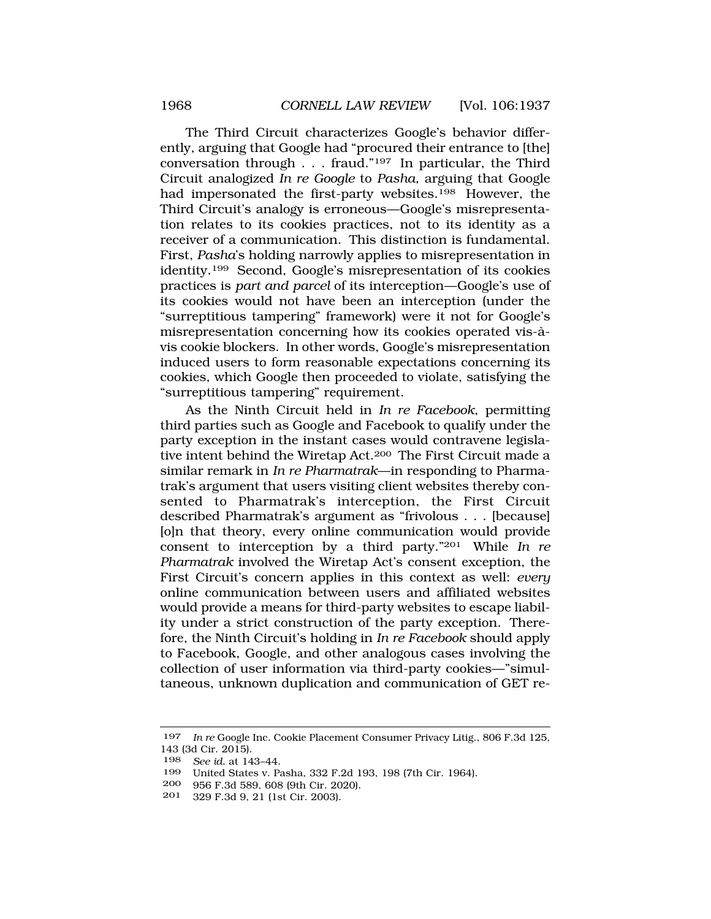The Third Circuit characterizes Google's behavior differently, arguing that Google had "procured their entrance to [the] conversation through . . . fraud."[197] In particular, the Third Circuit analogized *In re Google* to *Pasha*, arguing that Google had impersonated the first-party websites.[198] However, the Third Circuit's analogy is erroneous—Google's misrepresentation relates to its cookies practices, not to its identity as a receiver of a communication. This distinction is fundamental. First, *Pasha*'s holding narrowly applies to misrepresentation in identity.[199] Second, Google's misrepresentation of its cookies practices is *part and parcel* of its interception—Google's use of its cookies would not have been an interception (under the "surreptitious tampering" framework) were it not for Google's misrepresentation concerning how its cookies operated vis-à-vis cookie blockers. In other words, Google's misrepresentation induced users to form reasonable expectations concerning its cookies, which Google then proceeded to violate, satisfying the "surreptitious tampering" requirement.

As the Ninth Circuit held in *In re Facebook*, permitting third parties such as Google and Facebook to qualify under the party exception in the instant cases would contravene legislative intent behind the Wiretap Act.[200] The First Circuit made a similar remark in *In re Pharmatrak*—in responding to Pharmatrak's argument that users visiting client websites thereby consented to Pharmatrak's interception, the First Circuit described Pharmatrak's argument as "frivolous . . . [because] [o]n that theory, every online communication would provide consent to interception by a third party."[201] While *In re Pharmatrak* involved the Wiretap Act's consent exception, the First Circuit's concern applies in this context as well: *every* online communication between users and affiliated websites would provide a means for third-party websites to escape liability under a strict construction of the party exception. Therefore, the Ninth Circuit's holding in *In re Facebook* should apply to Facebook, Google, and other analogous cases involving the collection of user information via third-party cookies—"simultaneous, unknown duplication and communication of GET re-

---

197 *In re* Google Inc. Cookie Placement Consumer Privacy Litig., 806 F.3d 125, 143 (3d Cir. 2015).

198 *See id.* at 143–44.

199 United States v. Pasha, 332 F.2d 193, 198 (7th Cir. 1964).

200 956 F.3d 589, 608 (9th Cir. 2020).

201 329 F.3d 9, 21 (1st Cir. 2003).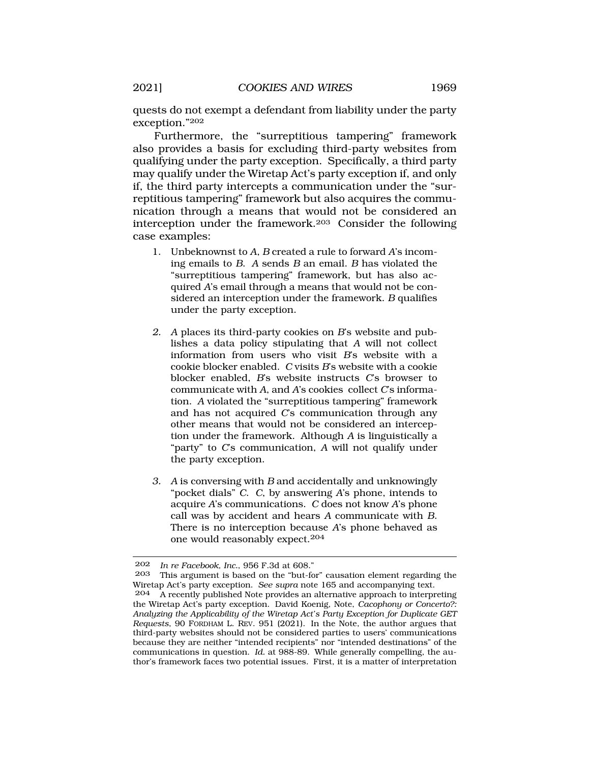quests do not exempt a defendant from liability under the party exception."[202]

Furthermore, the "surreptitious tampering" framework also provides a basis for excluding third-party websites from qualifying under the party exception. Specifically, a third party may qualify under the Wiretap Act's party exception if, and only if, the third party intercepts a communication under the "surreptitious tampering" framework but also acquires the communication through a means that would not be considered an interception under the framework.[203] Consider the following case examples:

1. Unbeknownst to *A*, *B* created a rule to forward *A*'s incoming emails to *B*. *A* sends *B* an email. *B* has violated the "surreptitious tampering" framework, but has also acquired *A*'s email through a means that would not be considered an interception under the framework. *B* qualifies under the party exception.

2. *A* places its third-party cookies on *B*'s website and publishes a data policy stipulating that *A* will not collect information from users who visit *B*'s website with a cookie blocker enabled. *C* visits *B*'s website with a cookie blocker enabled, *B*'s website instructs *C*'s browser to communicate with *A*, and *A*'s cookies collect *C*'s information. *A* violated the "surreptitious tampering" framework and has not acquired *C*'s communication through any other means that would not be considered an interception under the framework. Although *A* is linguistically a "party" to *C*'s communication, *A* will not qualify under the party exception.

3. *A* is conversing with *B* and accidentally and unknowingly "pocket dials" *C*. *C*, by answering *A*'s phone, intends to acquire *A*'s communications. *C* does not know *A*'s phone call was by accident and hears *A* communicate with *B*. There is no interception because *A*'s phone behaved as one would reasonably expect.[204]

---

[202] *In re Facebook, Inc.*, 956 F.3d at 608."

[203] This argument is based on the "but-for" causation element regarding the Wiretap Act's party exception. *See supra* note 165 and accompanying text.

[204] A recently published Note provides an alternative approach to interpreting the Wiretap Act's party exception. David Koenig, Note, *Cacophony or Concerto?: Analyzing the Applicability of the Wiretap Act's Party Exception for Duplicate GET Requests*, 90 FORDHAM L. REV. 951 (2021). In the Note, the author argues that third-party websites should not be considered parties to users' communications because they are neither "intended recipients" nor "intended destinations" of the communications in question. *Id.* at 988-89. While generally compelling, the author's framework faces two potential issues. First, it is a matter of interpretation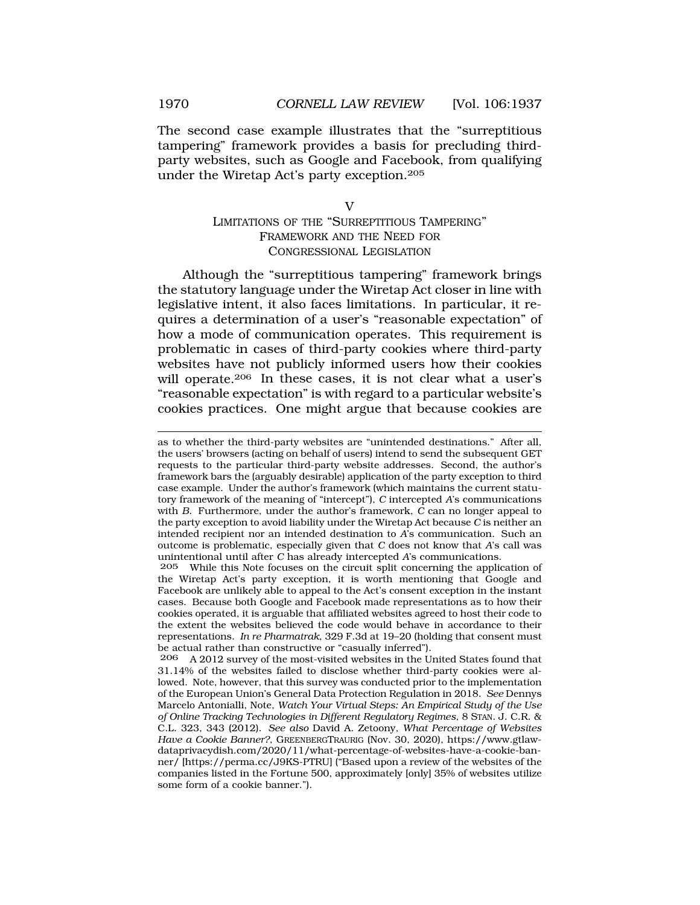The second case example illustrates that the "surreptitious tampering" framework provides a basis for precluding third-party websites, such as Google and Facebook, from qualifying under the Wiretap Act's party exception.[205]

## V
## LIMITATIONS OF THE "SURREPTITIOUS TAMPERING" FRAMEWORK AND THE NEED FOR CONGRESSIONAL LEGISLATION

Although the "surreptitious tampering" framework brings the statutory language under the Wiretap Act closer in line with legislative intent, it also faces limitations. In particular, it requires a determination of a user's "reasonable expectation" of how a mode of communication operates. This requirement is problematic in cases of third-party cookies where third-party websites have not publicly informed users how their cookies will operate.[206] In these cases, it is not clear what a user's "reasonable expectation" is with regard to a particular website's cookies practices. One might argue that because cookies are

---

as to whether the third-party websites are "unintended destinations." After all, the users' browsers (acting on behalf of users) intend to send the subsequent GET requests to the particular third-party website addresses. Second, the author's framework bars the (arguably desirable) application of the party exception to third case example. Under the author's framework (which maintains the current statutory framework of the meaning of "intercept"), *C* intercepted *A*'s communications with *B*. Furthermore, under the author's framework, *C* can no longer appeal to the party exception to avoid liability under the Wiretap Act because *C* is neither an intended recipient nor an intended destination to *A*'s communication. Such an outcome is problematic, especially given that *C* does not know that *A*'s call was unintentional until after *C* has already intercepted *A*'s communications.

205 While this Note focuses on the circuit split concerning the application of the Wiretap Act's party exception, it is worth mentioning that Google and Facebook are unlikely able to appeal to the Act's consent exception in the instant cases. Because both Google and Facebook made representations as to how their cookies operated, it is arguable that affiliated websites agreed to host their code to the extent the websites believed the code would behave in accordance to their representations. *In re Pharmatrak*, 329 F.3d at 19–20 (holding that consent must be actual rather than constructive or "casually inferred").

206 A 2012 survey of the most-visited websites in the United States found that 31.14% of the websites failed to disclose whether third-party cookies were allowed. Note, however, that this survey was conducted prior to the implementation of the European Union's General Data Protection Regulation in 2018. *See* Dennys Marcelo Antonialli, Note, *Watch Your Virtual Steps: An Empirical Study of the Use of Online Tracking Technologies in Different Regulatory Regimes*, 8 STAN. J. C.R. & C.L. 323, 343 (2012). *See also* David A. Zetoony, *What Percentage of Websites Have a Cookie Banner?*, GREENBERGTRAURIG (Nov. 30, 2020), https://www.gtlaw-dataprivacydish.com/2020/11/what-percentage-of-websites-have-a-cookie-banner/ [https://perma.cc/J9KS-PTRU] ("Based upon a review of the websites of the companies listed in the Fortune 500, approximately [only] 35% of websites utilize some form of a cookie banner.").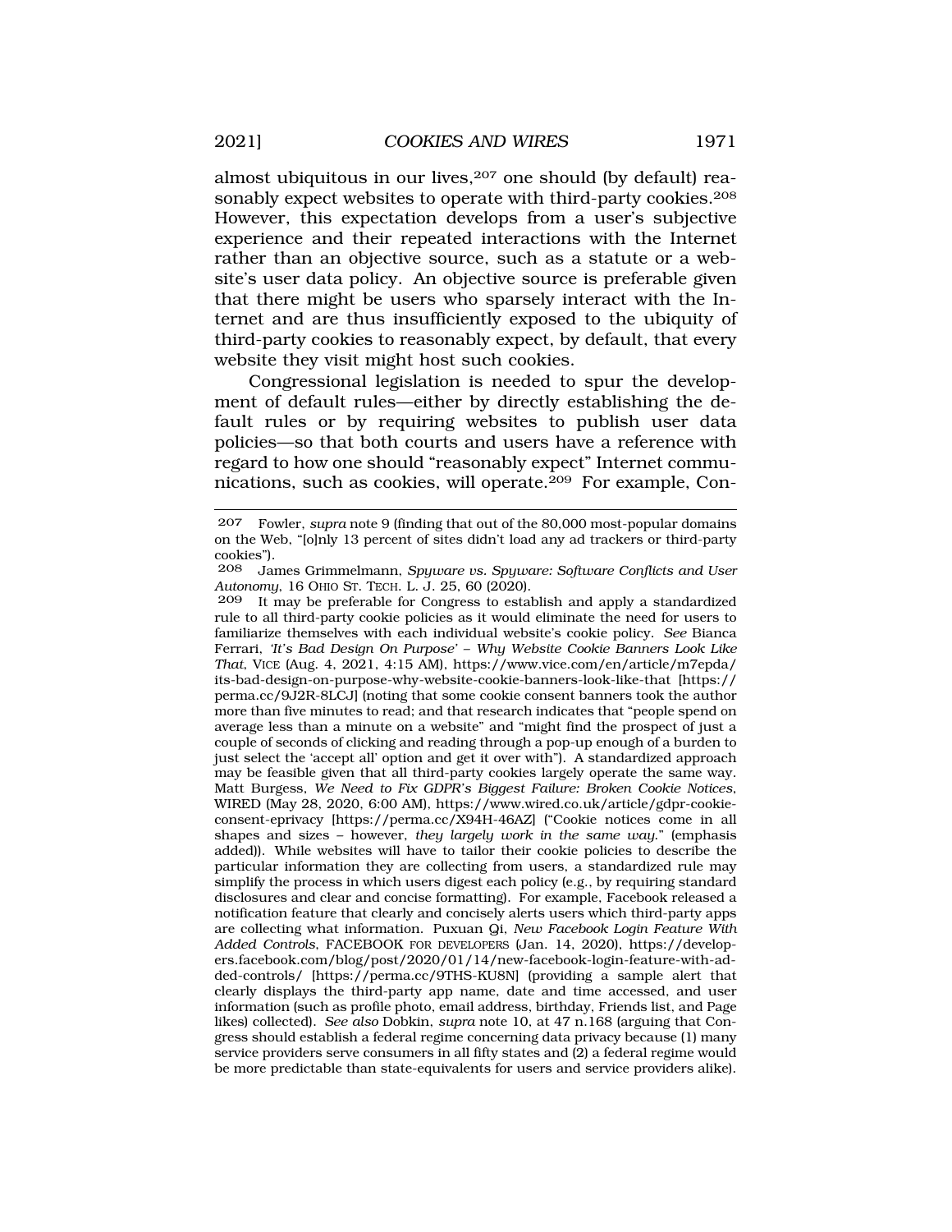almost ubiquitous in our lives,[207] one should (by default) reasonably expect websites to operate with third-party cookies.[208] However, this expectation develops from a user's subjective experience and their repeated interactions with the Internet rather than an objective source, such as a statute or a website's user data policy. An objective source is preferable given that there might be users who sparsely interact with the Internet and are thus insufficiently exposed to the ubiquity of third-party cookies to reasonably expect, by default, that every website they visit might host such cookies.

Congressional legislation is needed to spur the development of default rules—either by directly establishing the default rules or by requiring websites to publish user data policies—so that both courts and users have a reference with regard to how one should "reasonably expect" Internet communications, such as cookies, will operate.[209] For example, Con-

---

[207] Fowler, *supra* note 9 (finding that out of the 80,000 most-popular domains on the Web, "[o]nly 13 percent of sites didn't load any ad trackers or third-party cookies").

[208] James Grimmelmann, *Spyware vs. Spyware: Software Conflicts and User Autonomy*, 16 OHIO ST. TECH. L. J. 25, 60 (2020).

[209] It may be preferable for Congress to establish and apply a standardized rule to all third-party cookie policies as it would eliminate the need for users to familiarize themselves with each individual website's cookie policy. *See* Bianca Ferrari, *'It's Bad Design On Purpose' – Why Website Cookie Banners Look Like That*, VICE (Aug. 4, 2021, 4:15 AM), https://www.vice.com/en/article/m7epda/its-bad-design-on-purpose-why-website-cookie-banners-look-like-that [https://perma.cc/9J2R-8LCJ] (noting that some cookie consent banners took the author more than five minutes to read; and that research indicates that "people spend on average less than a minute on a website" and "might find the prospect of just a couple of seconds of clicking and reading through a pop-up enough of a burden to just select the 'accept all' option and get it over with"). A standardized approach may be feasible given that all third-party cookies largely operate the same way. Matt Burgess, *We Need to Fix GDPR's Biggest Failure: Broken Cookie Notices*, WIRED (May 28, 2020, 6:00 AM), https://www.wired.co.uk/article/gdpr-cookie-consent-eprivacy [https://perma.cc/X94H-46AZ] ("Cookie notices come in all shapes and sizes – however, *they largely work in the same way*." (emphasis added)). While websites will have to tailor their cookie policies to describe the particular information they are collecting from users, a standardized rule may simplify the process in which users digest each policy (e.g., by requiring standard disclosures and clear and concise formatting). For example, Facebook released a notification feature that clearly and concisely alerts users which third-party apps are collecting what information. Puxuan Qi, *New Facebook Login Feature With Added Controls*, FACEBOOK FOR DEVELOPERS (Jan. 14, 2020), https://developers.facebook.com/blog/post/2020/01/14/new-facebook-login-feature-with-added-controls/ [https://perma.cc/9THS-KU8N] (providing a sample alert that clearly displays the third-party app name, date and time accessed, and user information (such as profile photo, email address, birthday, Friends list, and Page likes) collected). *See also* Dobkin, *supra* note 10, at 47 n.168 (arguing that Congress should establish a federal regime concerning data privacy because (1) many service providers serve consumers in all fifty states and (2) a federal regime would be more predictable than state-equivalents for users and service providers alike).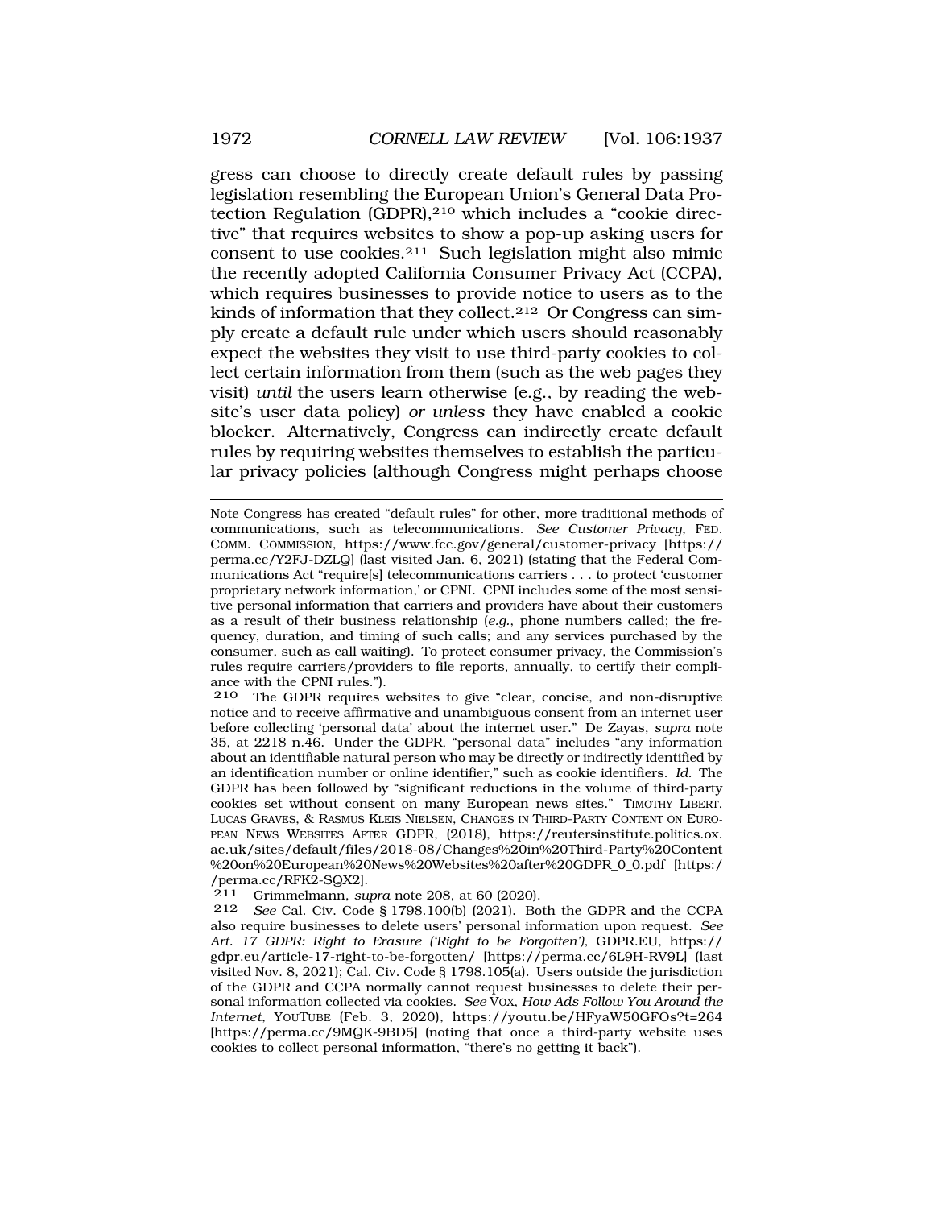gress can choose to directly create default rules by passing legislation resembling the European Union's General Data Protection Regulation (GDPR),[210] which includes a "cookie directive" that requires websites to show a pop-up asking users for consent to use cookies.[211] Such legislation might also mimic the recently adopted California Consumer Privacy Act (CCPA), which requires businesses to provide notice to users as to the kinds of information that they collect.[212] Or Congress can simply create a default rule under which users should reasonably expect the websites they visit to use third-party cookies to collect certain information from them (such as the web pages they visit) *until* the users learn otherwise (e.g., by reading the website's user data policy) *or unless* they have enabled a cookie blocker. Alternatively, Congress can indirectly create default rules by requiring websites themselves to establish the particular privacy policies (although Congress might perhaps choose

---

Note Congress has created "default rules" for other, more traditional methods of communications, such as telecommunications. *See Customer Privacy*, FED. COMM. COMMISSION, https://www.fcc.gov/general/customer-privacy [https://perma.cc/Y2FJ-DZLQ] (last visited Jan. 6, 2021) (stating that the Federal Communications Act "require[s] telecommunications carriers . . . to protect 'customer proprietary network information,' or CPNI. CPNI includes some of the most sensitive personal information that carriers and providers have about their customers as a result of their business relationship (*e.g.*, phone numbers called; the frequency, duration, and timing of such calls; and any services purchased by the consumer, such as call waiting). To protect consumer privacy, the Commission's rules require carriers/providers to file reports, annually, to certify their compliance with the CPNI rules.").

[210] The GDPR requires websites to give "clear, concise, and non-disruptive notice and to receive affirmative and unambiguous consent from an internet user before collecting 'personal data' about the internet user." De Zayas, *supra* note 35, at 2218 n.46. Under the GDPR, "personal data" includes "any information about an identifiable natural person who may be directly or indirectly identified by an identification number or online identifier," such as cookie identifiers. *Id.* The GDPR has been followed by "significant reductions in the volume of third-party cookies set without consent on many European news sites." TIMOTHY LIBERT, LUCAS GRAVES, & RASMUS KLEIS NIELSEN, CHANGES IN THIRD-PARTY CONTENT ON EUROPEAN NEWS WEBSITES AFTER GDPR, (2018), https://reutersinstitute.politics.ox.ac.uk/sites/default/files/2018-08/Changes%20in%20Third-Party%20Content%20on%20European%20News%20Websites%20after%20GDPR_0_0.pdf [https://perma.cc/RFK2-SQX2].

[211] Grimmelmann, *supra* note 208, at 60 (2020).

[212] *See* Cal. Civ. Code § 1798.100(b) (2021). Both the GDPR and the CCPA also require businesses to delete users' personal information upon request. *See Art. 17 GDPR: Right to Erasure ('Right to be Forgotten')*, GDPR.EU, https://gdpr.eu/article-17-right-to-be-forgotten/ [https://perma.cc/6L9H-RV9L] (last visited Nov. 8, 2021); Cal. Civ. Code § 1798.105(a). Users outside the jurisdiction of the GDPR and CCPA normally cannot request businesses to delete their personal information collected via cookies. *See* VOX, *How Ads Follow You Around the Internet*, YOUTUBE (Feb. 3, 2020), https://youtu.be/HFyaW50GFOs?t=264 [https://perma.cc/9MQK-9BD5] (noting that once a third-party website uses cookies to collect personal information, "there's no getting it back").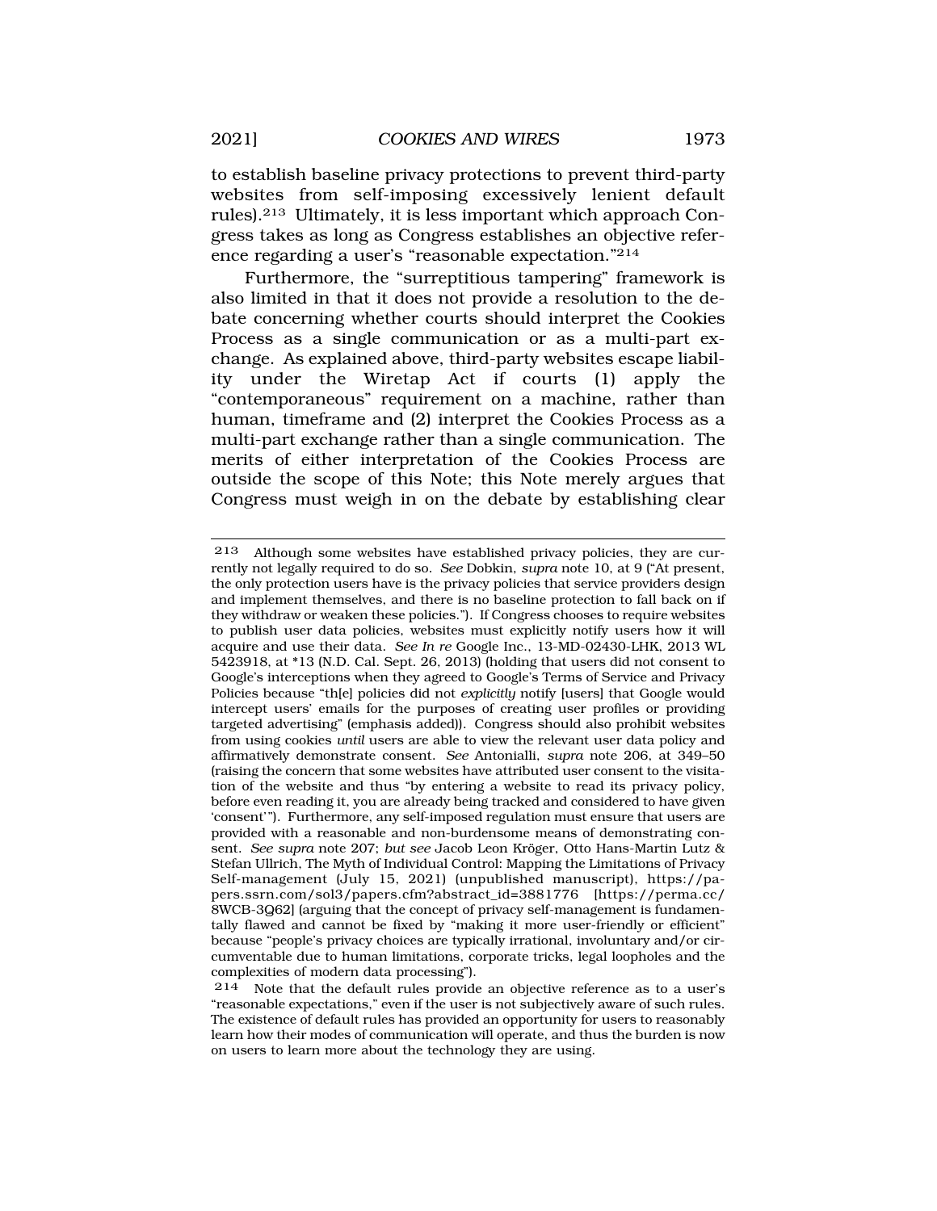to establish baseline privacy protections to prevent third-party websites from self-imposing excessively lenient default rules).[213] Ultimately, it is less important which approach Congress takes as long as Congress establishes an objective reference regarding a user's "reasonable expectation."[214]

Furthermore, the "surreptitious tampering" framework is also limited in that it does not provide a resolution to the debate concerning whether courts should interpret the Cookies Process as a single communication or as a multi-part exchange. As explained above, third-party websites escape liability under the Wiretap Act if courts (1) apply the "contemporaneous" requirement on a machine, rather than human, timeframe and (2) interpret the Cookies Process as a multi-part exchange rather than a single communication. The merits of either interpretation of the Cookies Process are outside the scope of this Note; this Note merely argues that Congress must weigh in on the debate by establishing clear

---

213 Although some websites have established privacy policies, they are currently not legally required to do so. *See* Dobkin, *supra* note 10, at 9 ("At present, the only protection users have is the privacy policies that service providers design and implement themselves, and there is no baseline protection to fall back on if they withdraw or weaken these policies."). If Congress chooses to require websites to publish user data policies, websites must explicitly notify users how it will acquire and use their data. *See In re* Google Inc., 13-MD-02430-LHK, 2013 WL 5423918, at *13 (N.D. Cal. Sept. 26, 2013) (holding that users did not consent to Google's interceptions when they agreed to Google's Terms of Service and Privacy Policies because "th[e] policies did not *explicitly* notify [users] that Google would intercept users' emails for the purposes of creating user profiles or providing targeted advertising" (emphasis added)). Congress should also prohibit websites from using cookies *until* users are able to view the relevant user data policy and affirmatively demonstrate consent. *See* Antonialli, *supra* note 206, at 349–50 (raising the concern that some websites have attributed user consent to the visitation of the website and thus "by entering a website to read its privacy policy, before even reading it, you are already being tracked and considered to have given 'consent'"). Furthermore, any self-imposed regulation must ensure that users are provided with a reasonable and non-burdensome means of demonstrating consent. *See supra* note 207; *but see* Jacob Leon Kröger, Otto Hans-Martin Lutz & Stefan Ullrich, The Myth of Individual Control: Mapping the Limitations of Privacy Self-management (July 15, 2021) (unpublished manuscript), https://papers.ssrn.com/sol3/papers.cfm?abstract_id=3881776 [https://perma.cc/8WCB-3Q62] (arguing that the concept of privacy self-management is fundamentally flawed and cannot be fixed by "making it more user-friendly or efficient" because "people's privacy choices are typically irrational, involuntary and/or circumventable due to human limitations, corporate tricks, legal loopholes and the complexities of modern data processing").

214 Note that the default rules provide an objective reference as to a user's "reasonable expectations," even if the user is not subjectively aware of such rules. The existence of default rules has provided an opportunity for users to reasonably learn how their modes of communication will operate, and thus the burden is now on users to learn more about the technology they are using.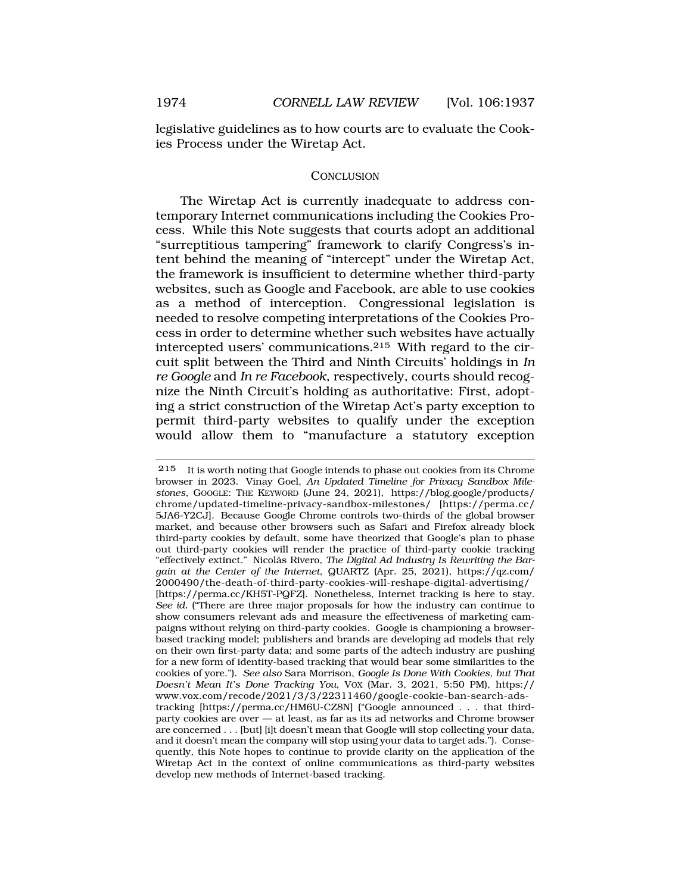legislative guidelines as to how courts are to evaluate the Cookies Process under the Wiretap Act.

## CONCLUSION

The Wiretap Act is currently inadequate to address contemporary Internet communications including the Cookies Process. While this Note suggests that courts adopt an additional "surreptitious tampering" framework to clarify Congress's intent behind the meaning of "intercept" under the Wiretap Act, the framework is insufficient to determine whether third-party websites, such as Google and Facebook, are able to use cookies as a method of interception. Congressional legislation is needed to resolve competing interpretations of the Cookies Process in order to determine whether such websites have actually intercepted users' communications.[215] With regard to the circuit split between the Third and Ninth Circuits' holdings in *In re Google* and *In re Facebook*, respectively, courts should recognize the Ninth Circuit's holding as authoritative: First, adopting a strict construction of the Wiretap Act's party exception to permit third-party websites to qualify under the exception would allow them to "manufacture a statutory exception

---

[215] It is worth noting that Google intends to phase out cookies from its Chrome browser in 2023. Vinay Goel, *An Updated Timeline for Privacy Sandbox Milestones*, GOOGLE: THE KEYWORD (June 24, 2021), https://blog.google/products/chrome/updated-timeline-privacy-sandbox-milestones/ [https://perma.cc/5JA6-Y2CJ]. Because Google Chrome controls two-thirds of the global browser market, and because other browsers such as Safari and Firefox already block third-party cookies by default, some have theorized that Google's plan to phase out third-party cookies will render the practice of third-party cookie tracking "effectively extinct." Nicolás Rivero, *The Digital Ad Industry Is Rewriting the Bargain at the Center of the Internet*, QUARTZ (Apr. 25, 2021), https://qz.com/2000490/the-death-of-third-party-cookies-will-reshape-digital-advertising/ [https://perma.cc/KH5T-PQFZ]. Nonetheless, Internet tracking is here to stay. *See id.* ("There are three major proposals for how the industry can continue to show consumers relevant ads and measure the effectiveness of marketing campaigns without relying on third-party cookies. Google is championing a browser-based tracking model; publishers and brands are developing ad models that rely on their own first-party data; and some parts of the adtech industry are pushing for a new form of identity-based tracking that would bear some similarities to the cookies of yore."). *See also* Sara Morrison, *Google Is Done With Cookies, but That Doesn't Mean It's Done Tracking You*, VOX (Mar. 3, 2021, 5:50 PM), https://www.vox.com/recode/2021/3/3/22311460/google-cookie-ban-search-ads-tracking [https://perma.cc/HM6U-CZ8N] ("Google announced . . . that third-party cookies are over — at least, as far as its ad networks and Chrome browser are concerned . . . [but] [i]t doesn't mean that Google will stop collecting your data, and it doesn't mean the company will stop using your data to target ads."). Consequently, this Note hopes to continue to provide clarity on the application of the Wiretap Act in the context of online communications as third-party websites develop new methods of Internet-based tracking.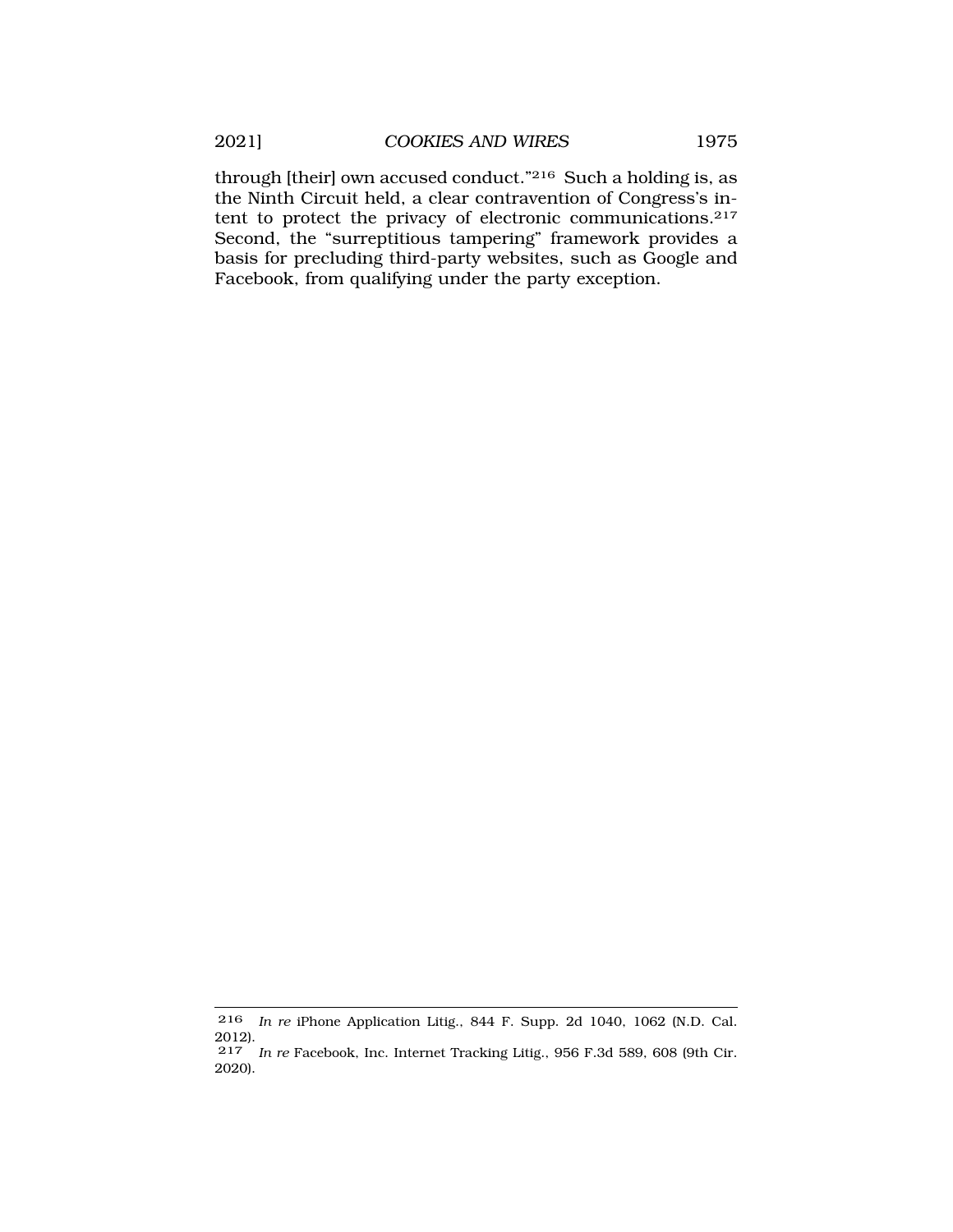through [their] own accused conduct."[216] Such a holding is, as the Ninth Circuit held, a clear contravention of Congress's intent to protect the privacy of electronic communications.[217] Second, the "surreptitious tampering" framework provides a basis for precluding third-party websites, such as Google and Facebook, from qualifying under the party exception.

---

216 *In re* iPhone Application Litig., 844 F. Supp. 2d 1040, 1062 (N.D. Cal. 2012).

217 *In re* Facebook, Inc. Internet Tracking Litig., 956 F.3d 589, 608 (9th Cir. 2020).